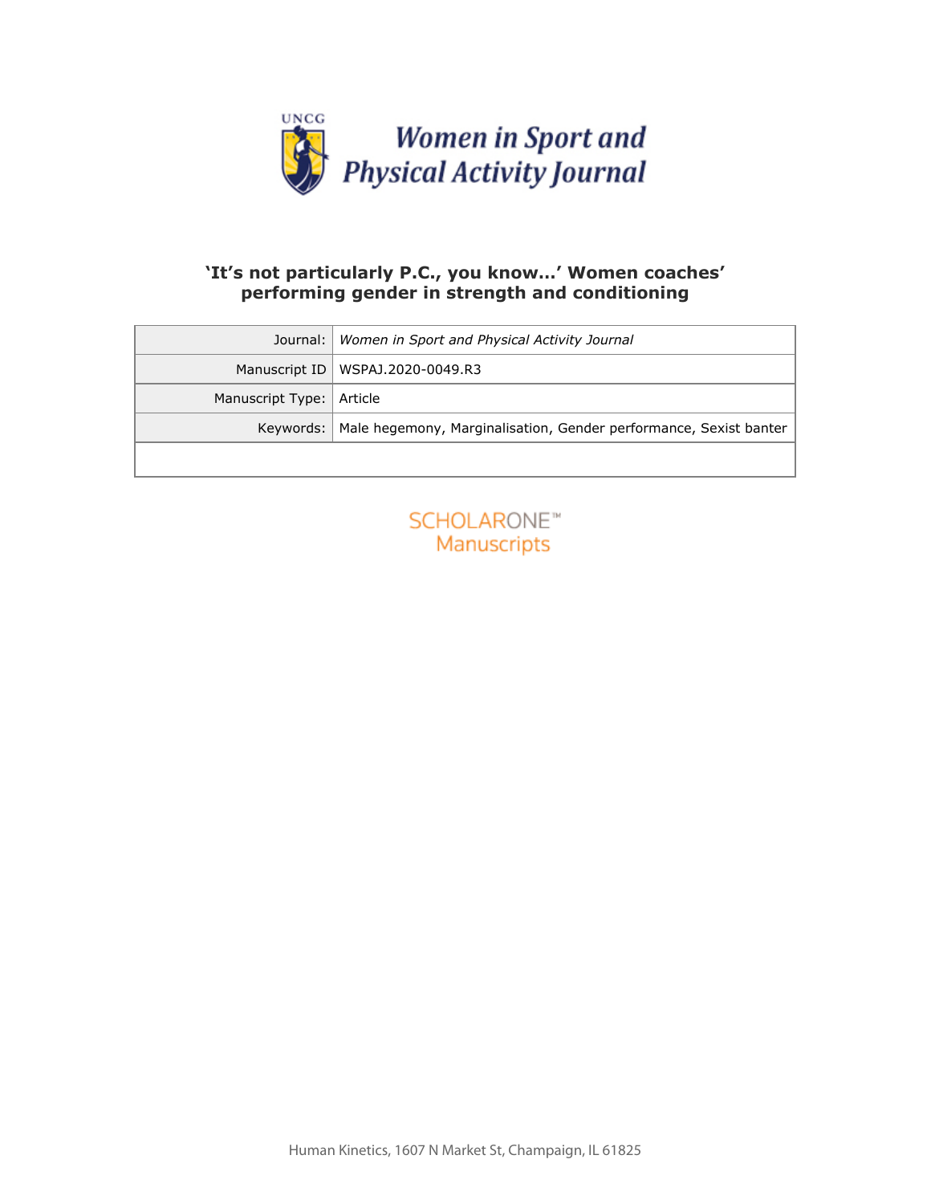# 'It's not particularly P.C., you know…' Women coaches' performing gender in strength and conditioning

| Journal: | *Women in Sport and Physical Activity Journal* |
|---|---|
| Manuscript ID | WSPAJ.2020-0049.R3 |
| Manuscript Type: | Article |
| Keywords: | Male hegemony, Marginalisation, Gender performance, Sexist banter |

SCHOLARONE™ Manuscripts

Human Kinetics, 1607 N Market St, Champaign, IL 61825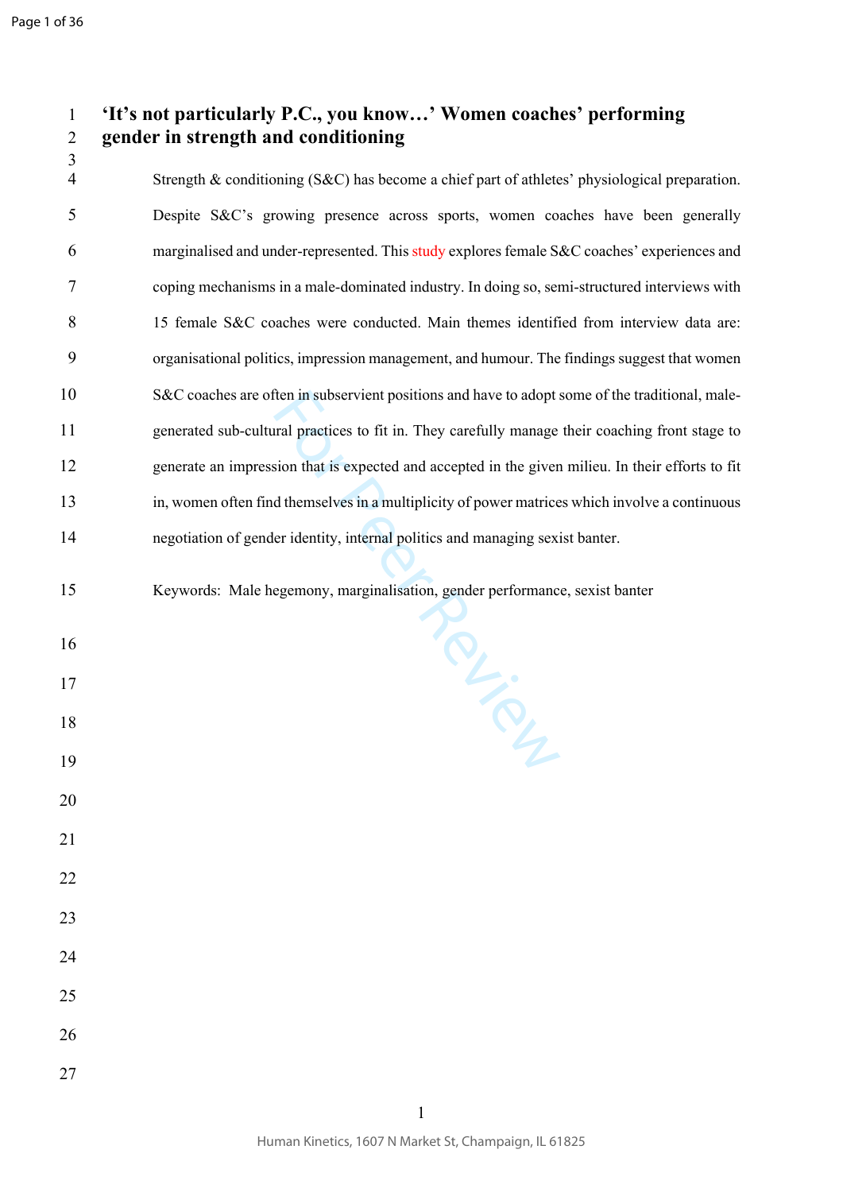# 'It's not particularly P.C., you know…' Women coaches' performing gender in strength and conditioning

Strength & conditioning (S&C) has become a chief part of athletes' physiological preparation. Despite S&C's growing presence across sports, women coaches have been generally marginalised and under-represented. This study explores female S&C coaches' experiences and coping mechanisms in a male-dominated industry. In doing so, semi-structured interviews with 15 female S&C coaches were conducted. Main themes identified from interview data are: organisational politics, impression management, and humour. The findings suggest that women S&C coaches are often in subservient positions and have to adopt some of the traditional, male-generated sub-cultural practices to fit in. They carefully manage their coaching front stage to generate an impression that is expected and accepted in the given milieu. In their efforts to fit in, women often find themselves in a multiplicity of power matrices which involve a continuous negotiation of gender identity, internal politics and managing sexist banter.

Keywords: Male hegemony, marginalisation, gender performance, sexist banter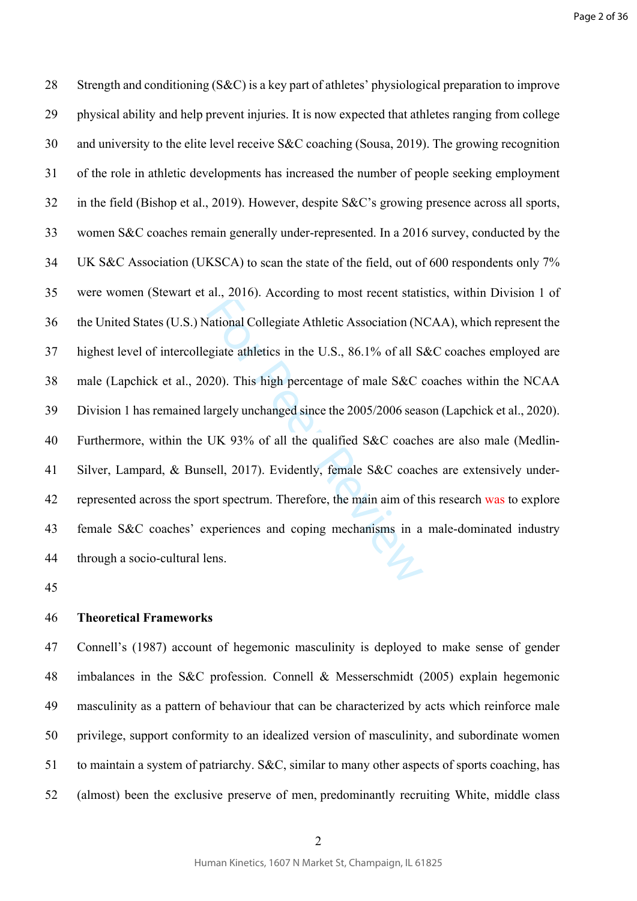Strength and conditioning (S&C) is a key part of athletes' physiological preparation to improve physical ability and help prevent injuries. It is now expected that athletes ranging from college and university to the elite level receive S&C coaching (Sousa, 2019). The growing recognition of the role in athletic developments has increased the number of people seeking employment in the field (Bishop et al., 2019). However, despite S&C's growing presence across all sports, women S&C coaches remain generally under-represented. In a 2016 survey, conducted by the UK S&C Association (UKSCA) to scan the state of the field, out of 600 respondents only 7% were women (Stewart et al., 2016). According to most recent statistics, within Division 1 of the United States (U.S.) National Collegiate Athletic Association (NCAA), which represent the highest level of intercollegiate athletics in the U.S., 86.1% of all S&C coaches employed are male (Lapchick et al., 2020). This high percentage of male S&C coaches within the NCAA Division 1 has remained largely unchanged since the 2005/2006 season (Lapchick et al., 2020). Furthermore, within the UK 93% of all the qualified S&C coaches are also male (Medlin-Silver, Lampard, & Bunsell, 2017). Evidently, female S&C coaches are extensively under-represented across the sport spectrum. Therefore, the main aim of this research was to explore female S&C coaches' experiences and coping mechanisms in a male-dominated industry through a socio-cultural lens.

**Theoretical Frameworks**

Connell's (1987) account of hegemonic masculinity is deployed to make sense of gender imbalances in the S&C profession. Connell & Messerschmidt (2005) explain hegemonic masculinity as a pattern of behaviour that can be characterized by acts which reinforce male privilege, support conformity to an idealized version of masculinity, and subordinate women to maintain a system of patriarchy. S&C, similar to many other aspects of sports coaching, has (almost) been the exclusive preserve of men, predominantly recruiting White, middle class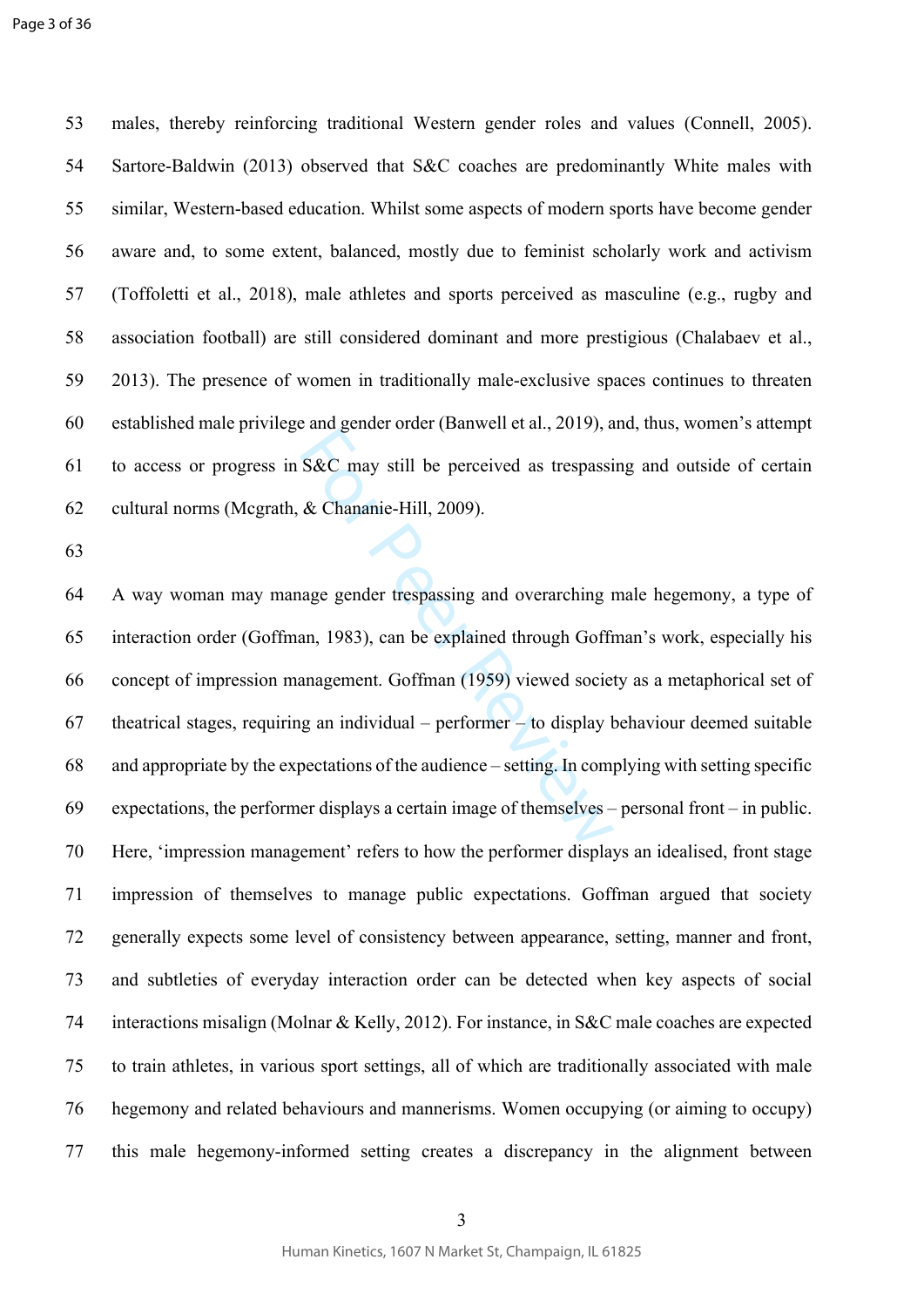males, thereby reinforcing traditional Western gender roles and values (Connell, 2005). Sartore-Baldwin (2013) observed that S&C coaches are predominantly White males with similar, Western-based education. Whilst some aspects of modern sports have become gender aware and, to some extent, balanced, mostly due to feminist scholarly work and activism (Toffoletti et al., 2018), male athletes and sports perceived as masculine (e.g., rugby and association football) are still considered dominant and more prestigious (Chalabaev et al., 2013). The presence of women in traditionally male-exclusive spaces continues to threaten established male privilege and gender order (Banwell et al., 2019), and, thus, women's attempt to access or progress in S&C may still be perceived as trespassing and outside of certain cultural norms (Mcgrath, & Chananie-Hill, 2009).

A way woman may manage gender trespassing and overarching male hegemony, a type of interaction order (Goffman, 1983), can be explained through Goffman's work, especially his concept of impression management. Goffman (1959) viewed society as a metaphorical set of theatrical stages, requiring an individual – performer – to display behaviour deemed suitable and appropriate by the expectations of the audience – setting. In complying with setting specific expectations, the performer displays a certain image of themselves – personal front – in public. Here, 'impression management' refers to how the performer displays an idealised, front stage impression of themselves to manage public expectations. Goffman argued that society generally expects some level of consistency between appearance, setting, manner and front, and subtleties of everyday interaction order can be detected when key aspects of social interactions misalign (Molnar & Kelly, 2012). For instance, in S&C male coaches are expected to train athletes, in various sport settings, all of which are traditionally associated with male hegemony and related behaviours and mannerisms. Women occupying (or aiming to occupy) this male hegemony-informed setting creates a discrepancy in the alignment between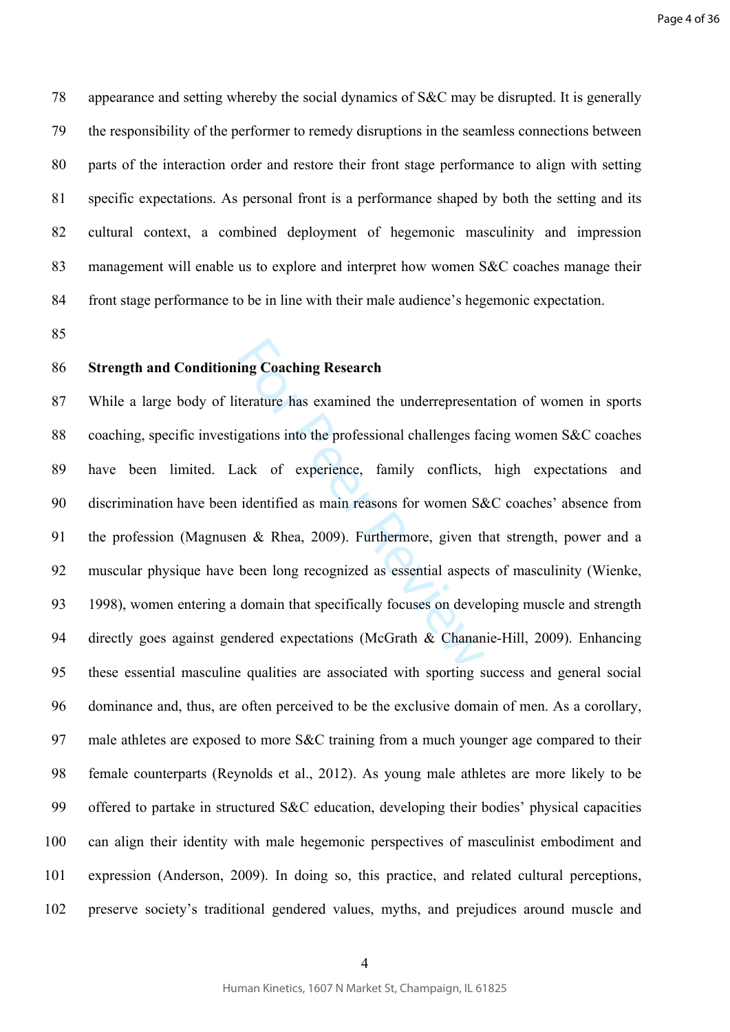appearance and setting whereby the social dynamics of S&C may be disrupted. It is generally the responsibility of the performer to remedy disruptions in the seamless connections between parts of the interaction order and restore their front stage performance to align with setting specific expectations. As personal front is a performance shaped by both the setting and its cultural context, a combined deployment of hegemonic masculinity and impression management will enable us to explore and interpret how women S&C coaches manage their front stage performance to be in line with their male audience's hegemonic expectation.

## Strength and Conditioning Coaching Research

While a large body of literature has examined the underrepresentation of women in sports coaching, specific investigations into the professional challenges facing women S&C coaches have been limited. Lack of experience, family conflicts, high expectations and discrimination have been identified as main reasons for women S&C coaches' absence from the profession (Magnusen & Rhea, 2009). Furthermore, given that strength, power and a muscular physique have been long recognized as essential aspects of masculinity (Wienke, 1998), women entering a domain that specifically focuses on developing muscle and strength directly goes against gendered expectations (McGrath & Chananie-Hill, 2009). Enhancing these essential masculine qualities are associated with sporting success and general social dominance and, thus, are often perceived to be the exclusive domain of men. As a corollary, male athletes are exposed to more S&C training from a much younger age compared to their female counterparts (Reynolds et al., 2012). As young male athletes are more likely to be offered to partake in structured S&C education, developing their bodies' physical capacities can align their identity with male hegemonic perspectives of masculinist embodiment and expression (Anderson, 2009). In doing so, this practice, and related cultural perceptions, preserve society's traditional gendered values, myths, and prejudices around muscle and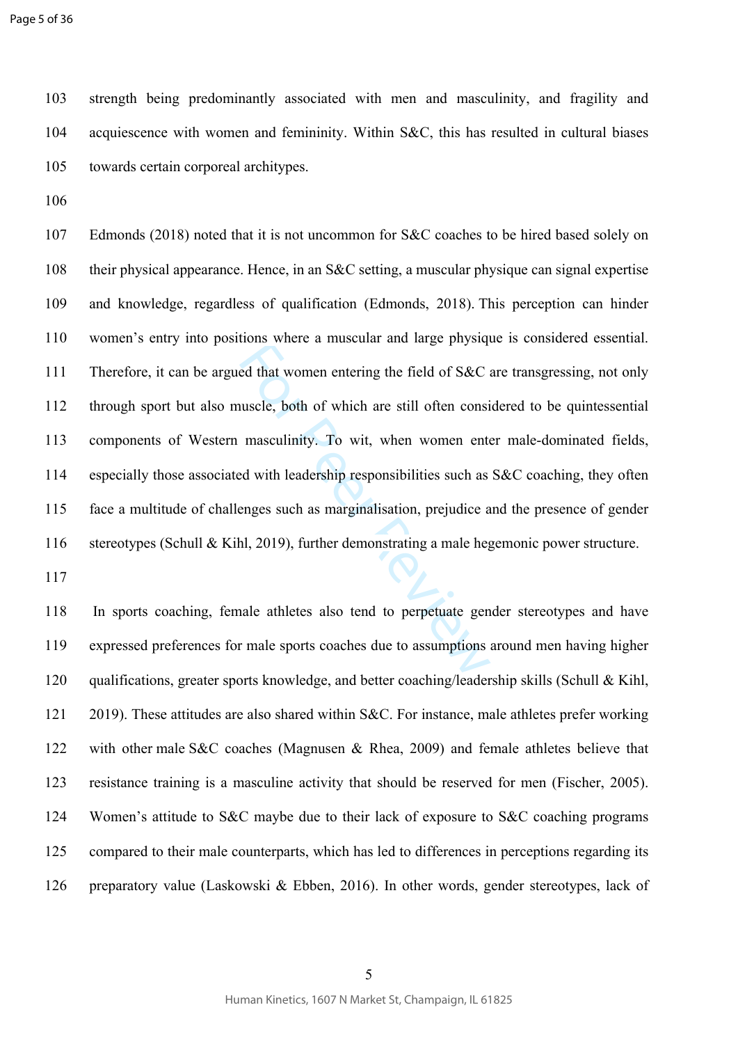strength being predominantly associated with men and masculinity, and fragility and acquiescence with women and femininity. Within S&C, this has resulted in cultural biases towards certain corporeal architypes.

Edmonds (2018) noted that it is not uncommon for S&C coaches to be hired based solely on their physical appearance. Hence, in an S&C setting, a muscular physique can signal expertise and knowledge, regardless of qualification (Edmonds, 2018). This perception can hinder women's entry into positions where a muscular and large physique is considered essential. Therefore, it can be argued that women entering the field of S&C are transgressing, not only through sport but also muscle, both of which are still often considered to be quintessential components of Western masculinity. To wit, when women enter male-dominated fields, especially those associated with leadership responsibilities such as S&C coaching, they often face a multitude of challenges such as marginalisation, prejudice and the presence of gender stereotypes (Schull & Kihl, 2019), further demonstrating a male hegemonic power structure.

In sports coaching, female athletes also tend to perpetuate gender stereotypes and have expressed preferences for male sports coaches due to assumptions around men having higher qualifications, greater sports knowledge, and better coaching/leadership skills (Schull & Kihl, 2019). These attitudes are also shared within S&C. For instance, male athletes prefer working with other male S&C coaches (Magnusen & Rhea, 2009) and female athletes believe that resistance training is a masculine activity that should be reserved for men (Fischer, 2005). Women's attitude to S&C maybe due to their lack of exposure to S&C coaching programs compared to their male counterparts, which has led to differences in perceptions regarding its preparatory value (Laskowski & Ebben, 2016). In other words, gender stereotypes, lack of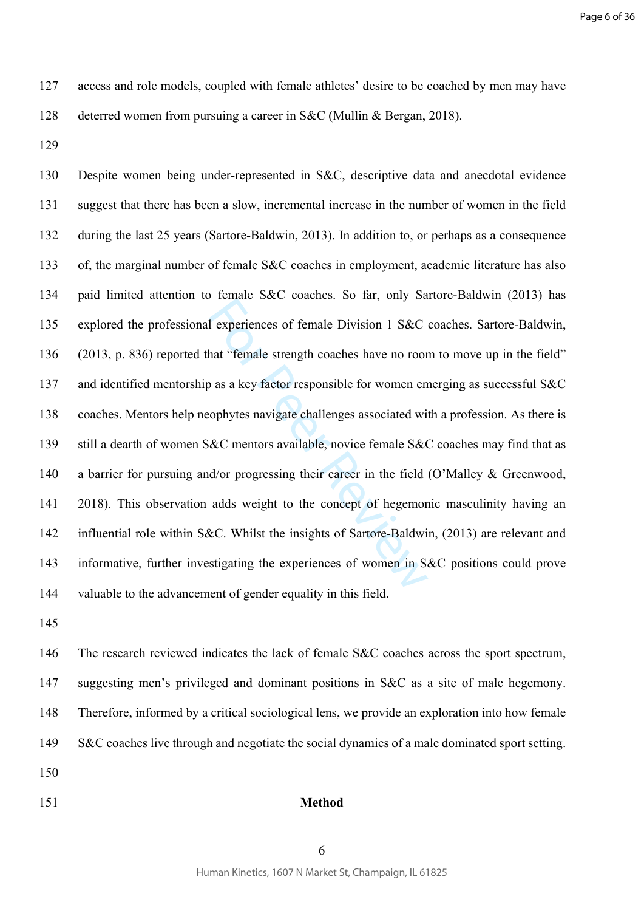access and role models, coupled with female athletes' desire to be coached by men may have deterred women from pursuing a career in S&C (Mullin & Bergan, 2018).

Despite women being under-represented in S&C, descriptive data and anecdotal evidence suggest that there has been a slow, incremental increase in the number of women in the field during the last 25 years (Sartore-Baldwin, 2013). In addition to, or perhaps as a consequence of, the marginal number of female S&C coaches in employment, academic literature has also paid limited attention to female S&C coaches. So far, only Sartore-Baldwin (2013) has explored the professional experiences of female Division 1 S&C coaches. Sartore-Baldwin, (2013, p. 836) reported that "female strength coaches have no room to move up in the field" and identified mentorship as a key factor responsible for women emerging as successful S&C coaches. Mentors help neophytes navigate challenges associated with a profession. As there is still a dearth of women S&C mentors available, novice female S&C coaches may find that as a barrier for pursuing and/or progressing their career in the field (O'Malley & Greenwood, 2018). This observation adds weight to the concept of hegemonic masculinity having an influential role within S&C. Whilst the insights of Sartore-Baldwin, (2013) are relevant and informative, further investigating the experiences of women in S&C positions could prove valuable to the advancement of gender equality in this field.

The research reviewed indicates the lack of female S&C coaches across the sport spectrum, suggesting men's privileged and dominant positions in S&C as a site of male hegemony. Therefore, informed by a critical sociological lens, we provide an exploration into how female S&C coaches live through and negotiate the social dynamics of a male dominated sport setting.

## Method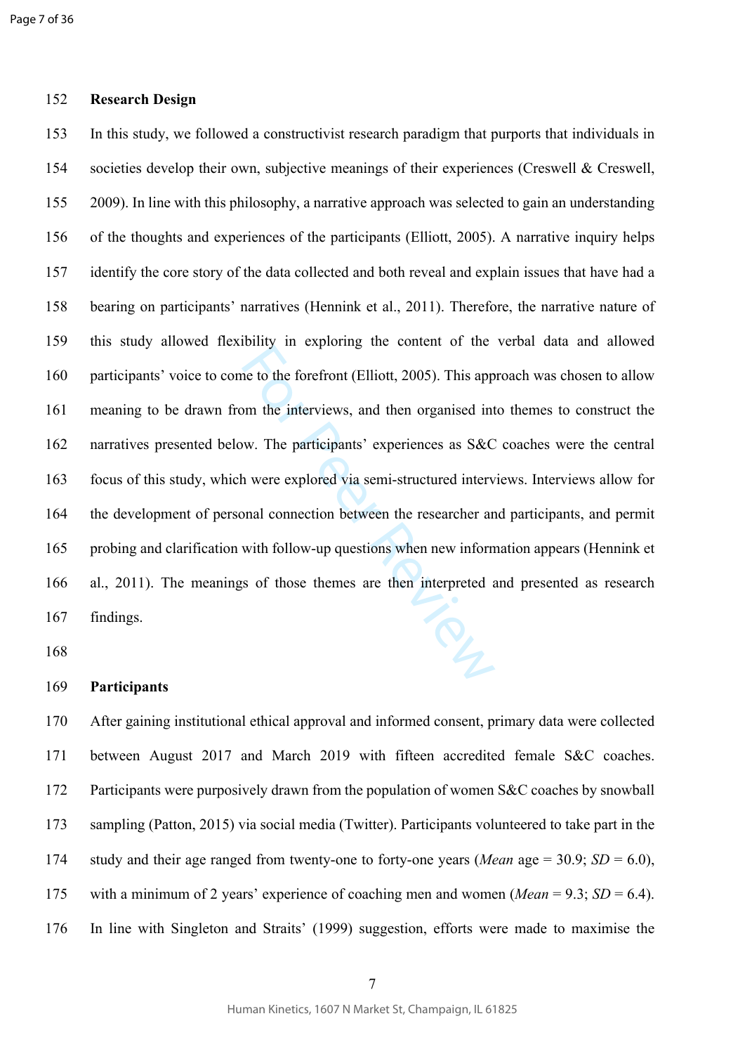**Research Design**

In this study, we followed a constructivist research paradigm that purports that individuals in societies develop their own, subjective meanings of their experiences (Creswell & Creswell, 2009). In line with this philosophy, a narrative approach was selected to gain an understanding of the thoughts and experiences of the participants (Elliott, 2005). A narrative inquiry helps identify the core story of the data collected and both reveal and explain issues that have had a bearing on participants' narratives (Hennink et al., 2011). Therefore, the narrative nature of this study allowed flexibility in exploring the content of the verbal data and allowed participants' voice to come to the forefront (Elliott, 2005). This approach was chosen to allow meaning to be drawn from the interviews, and then organised into themes to construct the narratives presented below. The participants' experiences as S&C coaches were the central focus of this study, which were explored via semi-structured interviews. Interviews allow for the development of personal connection between the researcher and participants, and permit probing and clarification with follow-up questions when new information appears (Hennink et al., 2011). The meanings of those themes are then interpreted and presented as research findings.

**Participants**

After gaining institutional ethical approval and informed consent, primary data were collected between August 2017 and March 2019 with fifteen accredited female S&C coaches. Participants were purposively drawn from the population of women S&C coaches by snowball sampling (Patton, 2015) via social media (Twitter). Participants volunteered to take part in the study and their age ranged from twenty-one to forty-one years (*Mean* age = 30.9; *SD* = 6.0), with a minimum of 2 years' experience of coaching men and women (*Mean* = 9.3; *SD* = 6.4). In line with Singleton and Straits' (1999) suggestion, efforts were made to maximise the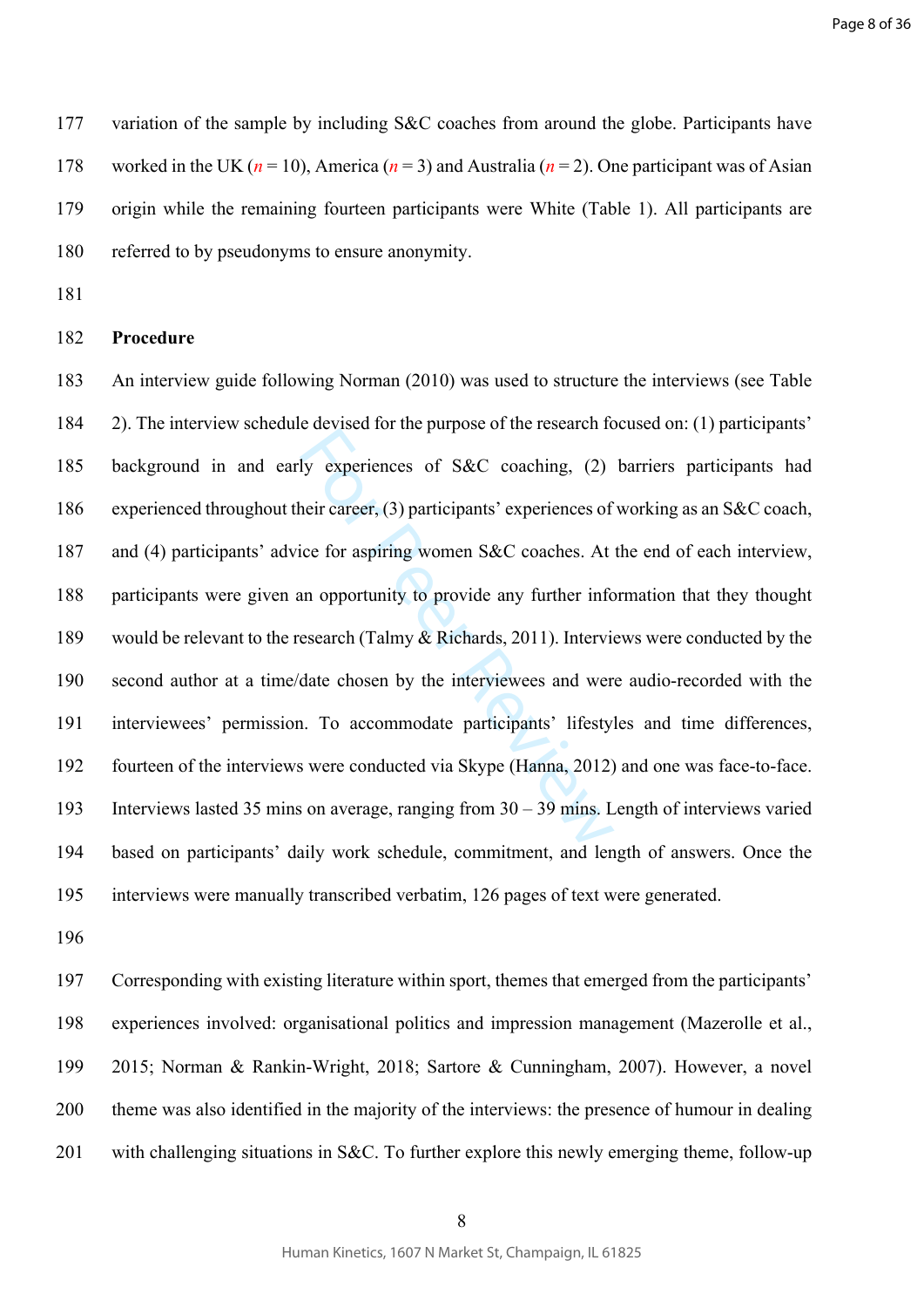variation of the sample by including S&C coaches from around the globe. Participants have worked in the UK (*n* = 10), America (*n* = 3) and Australia (*n* = 2). One participant was of Asian origin while the remaining fourteen participants were White (Table 1). All participants are referred to by pseudonyms to ensure anonymity.

**Procedure**

An interview guide following Norman (2010) was used to structure the interviews (see Table 2). The interview schedule devised for the purpose of the research focused on: (1) participants' background in and early experiences of S&C coaching, (2) barriers participants had experienced throughout their career, (3) participants' experiences of working as an S&C coach, and (4) participants' advice for aspiring women S&C coaches. At the end of each interview, participants were given an opportunity to provide any further information that they thought would be relevant to the research (Talmy & Richards, 2011). Interviews were conducted by the second author at a time/date chosen by the interviewees and were audio-recorded with the interviewees' permission. To accommodate participants' lifestyles and time differences, fourteen of the interviews were conducted via Skype (Hanna, 2012) and one was face-to-face. Interviews lasted 35 mins on average, ranging from 30 – 39 mins. Length of interviews varied based on participants' daily work schedule, commitment, and length of answers. Once the interviews were manually transcribed verbatim, 126 pages of text were generated.

Corresponding with existing literature within sport, themes that emerged from the participants' experiences involved: organisational politics and impression management (Mazerolle et al., 2015; Norman & Rankin-Wright, 2018; Sartore & Cunningham, 2007). However, a novel theme was also identified in the majority of the interviews: the presence of humour in dealing with challenging situations in S&C. To further explore this newly emerging theme, follow-up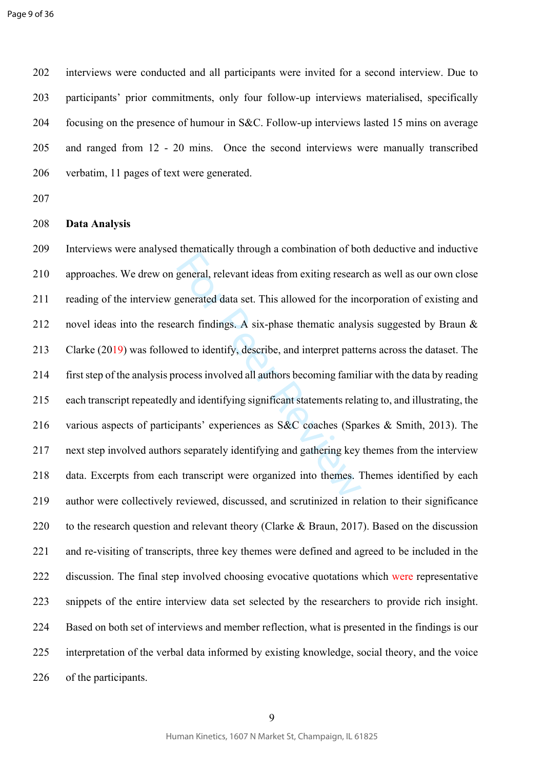interviews were conducted and all participants were invited for a second interview. Due to participants' prior commitments, only four follow-up interviews materialised, specifically focusing on the presence of humour in S&C. Follow-up interviews lasted 15 mins on average and ranged from 12 - 20 mins. Once the second interviews were manually transcribed verbatim, 11 pages of text were generated.

**Data Analysis**

Interviews were analysed thematically through a combination of both deductive and inductive approaches. We drew on general, relevant ideas from exiting research as well as our own close reading of the interview generated data set. This allowed for the incorporation of existing and novel ideas into the research findings. A six-phase thematic analysis suggested by Braun & Clarke (2019) was followed to identify, describe, and interpret patterns across the dataset. The first step of the analysis process involved all authors becoming familiar with the data by reading each transcript repeatedly and identifying significant statements relating to, and illustrating, the various aspects of participants' experiences as S&C coaches (Sparkes & Smith, 2013). The next step involved authors separately identifying and gathering key themes from the interview data. Excerpts from each transcript were organized into themes. Themes identified by each author were collectively reviewed, discussed, and scrutinized in relation to their significance to the research question and relevant theory (Clarke & Braun, 2017). Based on the discussion and re-visiting of transcripts, three key themes were defined and agreed to be included in the discussion. The final step involved choosing evocative quotations which were representative snippets of the entire interview data set selected by the researchers to provide rich insight. Based on both set of interviews and member reflection, what is presented in the findings is our interpretation of the verbal data informed by existing knowledge, social theory, and the voice of the participants.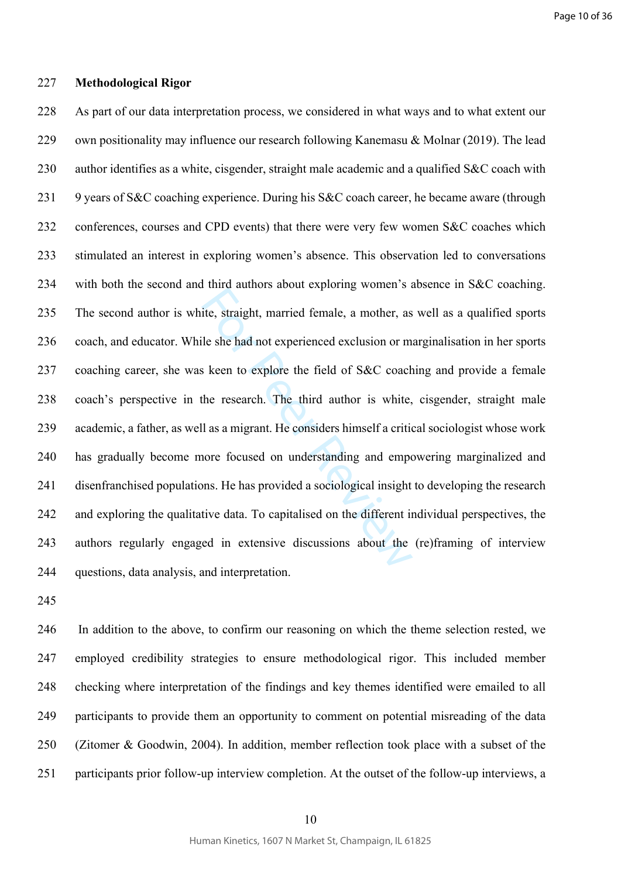**Methodological Rigor**

As part of our data interpretation process, we considered in what ways and to what extent our own positionality may influence our research following Kanemasu & Molnar (2019). The lead author identifies as a white, cisgender, straight male academic and a qualified S&C coach with 9 years of S&C coaching experience. During his S&C coach career, he became aware (through conferences, courses and CPD events) that there were very few women S&C coaches which stimulated an interest in exploring women's absence. This observation led to conversations with both the second and third authors about exploring women's absence in S&C coaching. The second author is white, straight, married female, a mother, as well as a qualified sports coach, and educator. While she had not experienced exclusion or marginalisation in her sports coaching career, she was keen to explore the field of S&C coaching and provide a female coach's perspective in the research. The third author is white, cisgender, straight male academic, a father, as well as a migrant. He considers himself a critical sociologist whose work has gradually become more focused on understanding and empowering marginalized and disenfranchised populations. He has provided a sociological insight to developing the research and exploring the qualitative data. To capitalised on the different individual perspectives, the authors regularly engaged in extensive discussions about the (re)framing of interview questions, data analysis, and interpretation.

In addition to the above, to confirm our reasoning on which the theme selection rested, we employed credibility strategies to ensure methodological rigor. This included member checking where interpretation of the findings and key themes identified were emailed to all participants to provide them an opportunity to comment on potential misreading of the data (Zitomer & Goodwin, 2004). In addition, member reflection took place with a subset of the participants prior follow-up interview completion. At the outset of the follow-up interviews, a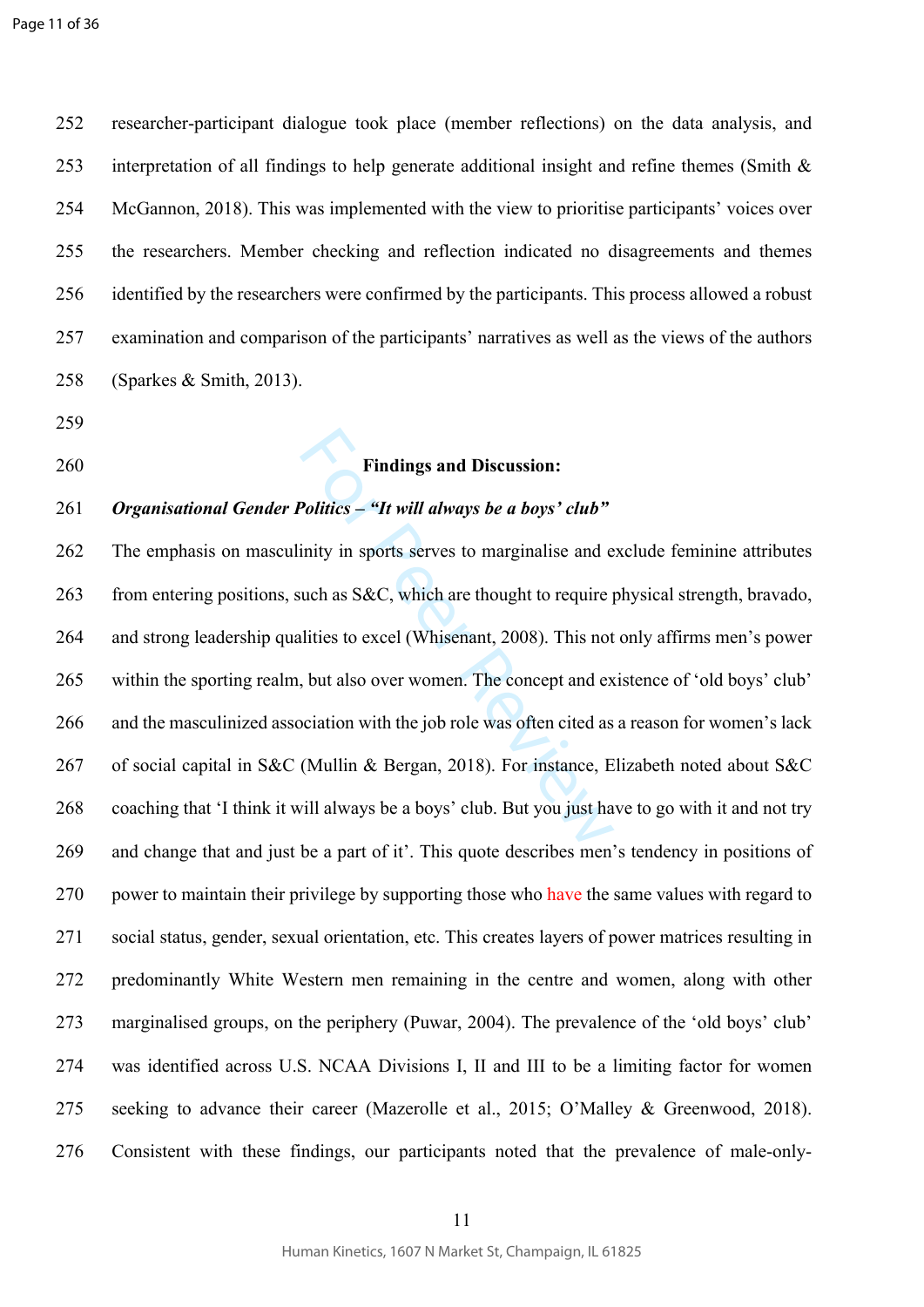researcher-participant dialogue took place (member reflections) on the data analysis, and interpretation of all findings to help generate additional insight and refine themes (Smith & McGannon, 2018). This was implemented with the view to prioritise participants' voices over the researchers. Member checking and reflection indicated no disagreements and themes identified by the researchers were confirmed by the participants. This process allowed a robust examination and comparison of the participants' narratives as well as the views of the authors (Sparkes & Smith, 2013).

## Findings and Discussion:

### *Organisational Gender Politics – "It will always be a boys' club"*

The emphasis on masculinity in sports serves to marginalise and exclude feminine attributes from entering positions, such as S&C, which are thought to require physical strength, bravado, and strong leadership qualities to excel (Whisenant, 2008). This not only affirms men's power within the sporting realm, but also over women. The concept and existence of 'old boys' club' and the masculinized association with the job role was often cited as a reason for women's lack of social capital in S&C (Mullin & Bergan, 2018). For instance, Elizabeth noted about S&C coaching that 'I think it will always be a boys' club. But you just have to go with it and not try and change that and just be a part of it'. This quote describes men's tendency in positions of power to maintain their privilege by supporting those who have the same values with regard to social status, gender, sexual orientation, etc. This creates layers of power matrices resulting in predominantly White Western men remaining in the centre and women, along with other marginalised groups, on the periphery (Puwar, 2004). The prevalence of the 'old boys' club' was identified across U.S. NCAA Divisions I, II and III to be a limiting factor for women seeking to advance their career (Mazerolle et al., 2015; O'Malley & Greenwood, 2018). Consistent with these findings, our participants noted that the prevalence of male-only-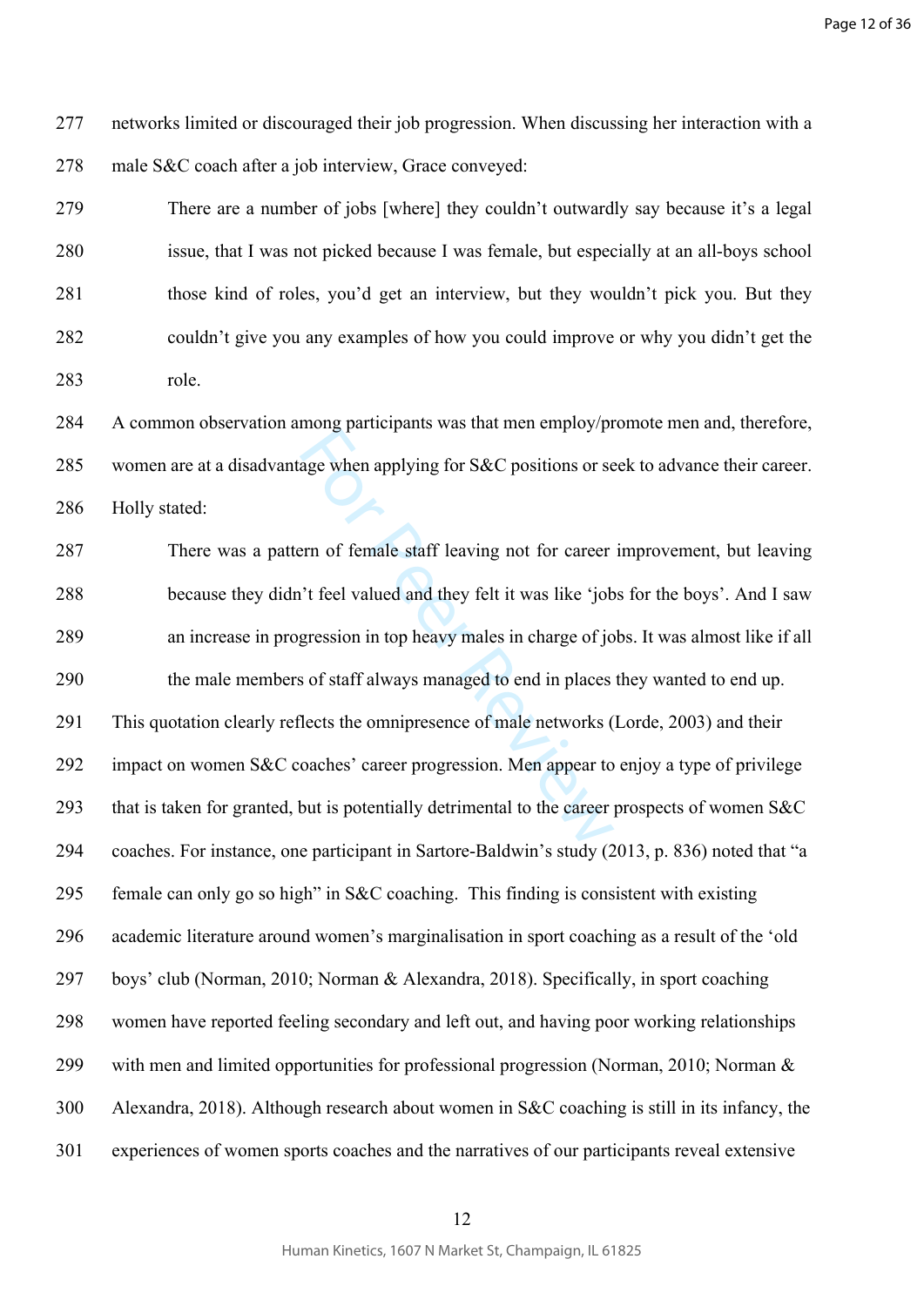networks limited or discouraged their job progression. When discussing her interaction with a male S&C coach after a job interview, Grace conveyed:

> There are a number of jobs [where] they couldn't outwardly say because it's a legal issue, that I was not picked because I was female, but especially at an all-boys school those kind of roles, you'd get an interview, but they wouldn't pick you. But they couldn't give you any examples of how you could improve or why you didn't get the role.

A common observation among participants was that men employ/promote men and, therefore, women are at a disadvantage when applying for S&C positions or seek to advance their career. Holly stated:

> There was a pattern of female staff leaving not for career improvement, but leaving because they didn't feel valued and they felt it was like 'jobs for the boys'. And I saw an increase in progression in top heavy males in charge of jobs. It was almost like if all the male members of staff always managed to end in places they wanted to end up.

This quotation clearly reflects the omnipresence of male networks (Lorde, 2003) and their impact on women S&C coaches' career progression. Men appear to enjoy a type of privilege that is taken for granted, but is potentially detrimental to the career prospects of women S&C coaches. For instance, one participant in Sartore-Baldwin's study (2013, p. 836) noted that "a female can only go so high" in S&C coaching. This finding is consistent with existing academic literature around women's marginalisation in sport coaching as a result of the 'old boys' club (Norman, 2010; Norman & Alexandra, 2018). Specifically, in sport coaching women have reported feeling secondary and left out, and having poor working relationships with men and limited opportunities for professional progression (Norman, 2010; Norman & Alexandra, 2018). Although research about women in S&C coaching is still in its infancy, the experiences of women sports coaches and the narratives of our participants reveal extensive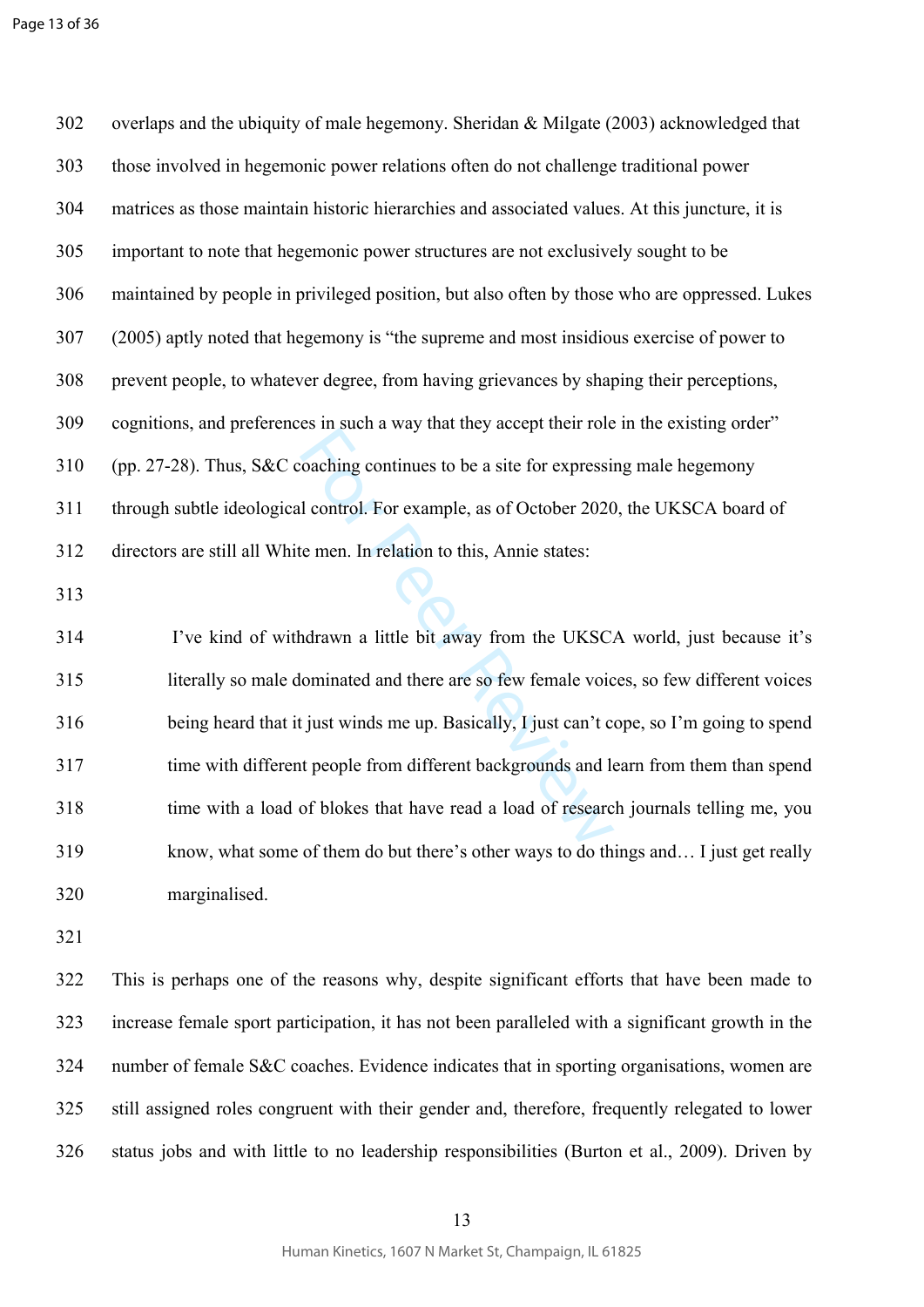overlaps and the ubiquity of male hegemony. Sheridan & Milgate (2003) acknowledged that those involved in hegemonic power relations often do not challenge traditional power matrices as those maintain historic hierarchies and associated values. At this juncture, it is important to note that hegemonic power structures are not exclusively sought to be maintained by people in privileged position, but also often by those who are oppressed. Lukes (2005) aptly noted that hegemony is "the supreme and most insidious exercise of power to prevent people, to whatever degree, from having grievances by shaping their perceptions, cognitions, and preferences in such a way that they accept their role in the existing order" (pp. 27-28). Thus, S&C coaching continues to be a site for expressing male hegemony through subtle ideological control. For example, as of October 2020, the UKSCA board of directors are still all White men. In relation to this, Annie states:

> I've kind of withdrawn a little bit away from the UKSCA world, just because it's literally so male dominated and there are so few female voices, so few different voices being heard that it just winds me up. Basically, I just can't cope, so I'm going to spend time with different people from different backgrounds and learn from them than spend time with a load of blokes that have read a load of research journals telling me, you know, what some of them do but there's other ways to do things and… I just get really marginalised.

This is perhaps one of the reasons why, despite significant efforts that have been made to increase female sport participation, it has not been paralleled with a significant growth in the number of female S&C coaches. Evidence indicates that in sporting organisations, women are still assigned roles congruent with their gender and, therefore, frequently relegated to lower status jobs and with little to no leadership responsibilities (Burton et al., 2009). Driven by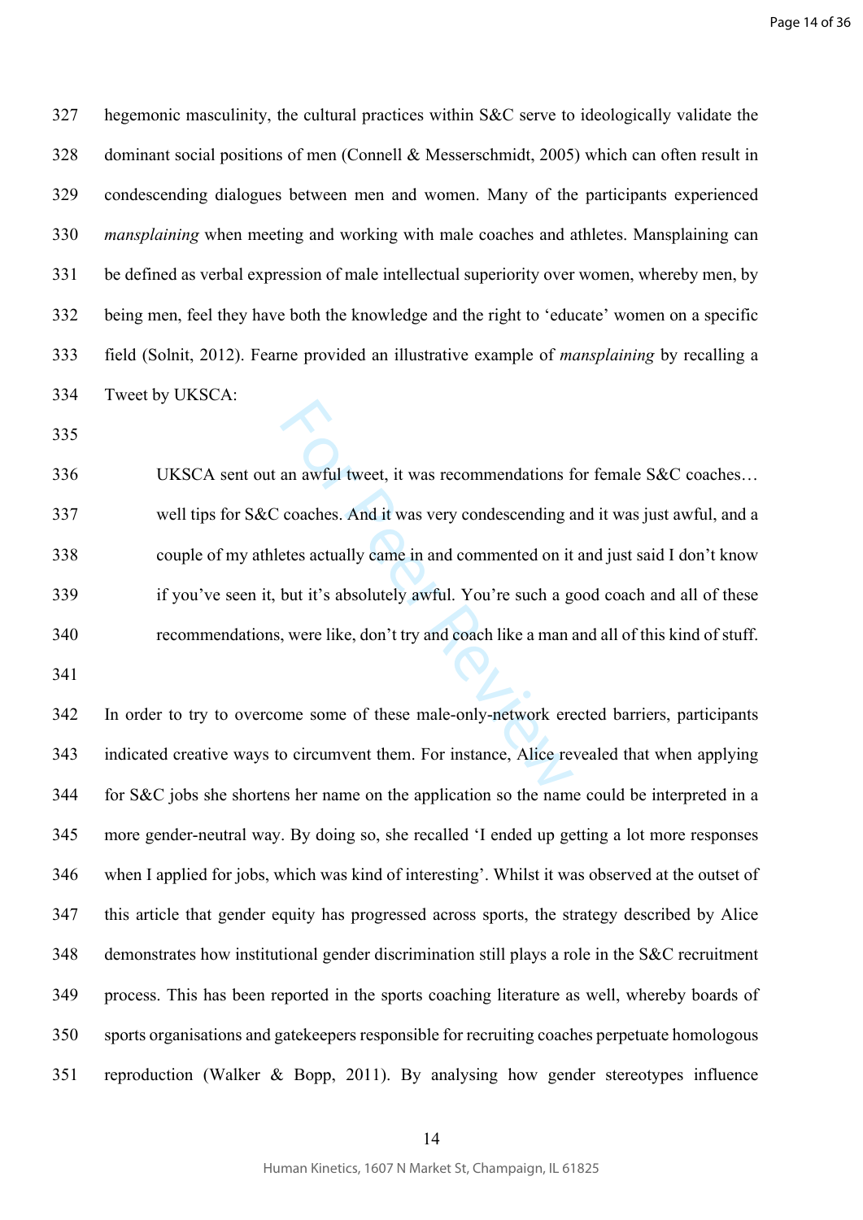hegemonic masculinity, the cultural practices within S&C serve to ideologically validate the dominant social positions of men (Connell & Messerschmidt, 2005) which can often result in condescending dialogues between men and women. Many of the participants experienced *mansplaining* when meeting and working with male coaches and athletes. Mansplaining can be defined as verbal expression of male intellectual superiority over women, whereby men, by being men, feel they have both the knowledge and the right to 'educate' women on a specific field (Solnit, 2012). Fearne provided an illustrative example of *mansplaining* by recalling a Tweet by UKSCA:

> UKSCA sent out an awful tweet, it was recommendations for female S&C coaches… well tips for S&C coaches. And it was very condescending and it was just awful, and a couple of my athletes actually came in and commented on it and just said I don't know if you've seen it, but it's absolutely awful. You're such a good coach and all of these recommendations, were like, don't try and coach like a man and all of this kind of stuff.

In order to try to overcome some of these male-only-network erected barriers, participants indicated creative ways to circumvent them. For instance, Alice revealed that when applying for S&C jobs she shortens her name on the application so the name could be interpreted in a more gender-neutral way. By doing so, she recalled 'I ended up getting a lot more responses when I applied for jobs, which was kind of interesting'. Whilst it was observed at the outset of this article that gender equity has progressed across sports, the strategy described by Alice demonstrates how institutional gender discrimination still plays a role in the S&C recruitment process. This has been reported in the sports coaching literature as well, whereby boards of sports organisations and gatekeepers responsible for recruiting coaches perpetuate homologous reproduction (Walker & Bopp, 2011). By analysing how gender stereotypes influence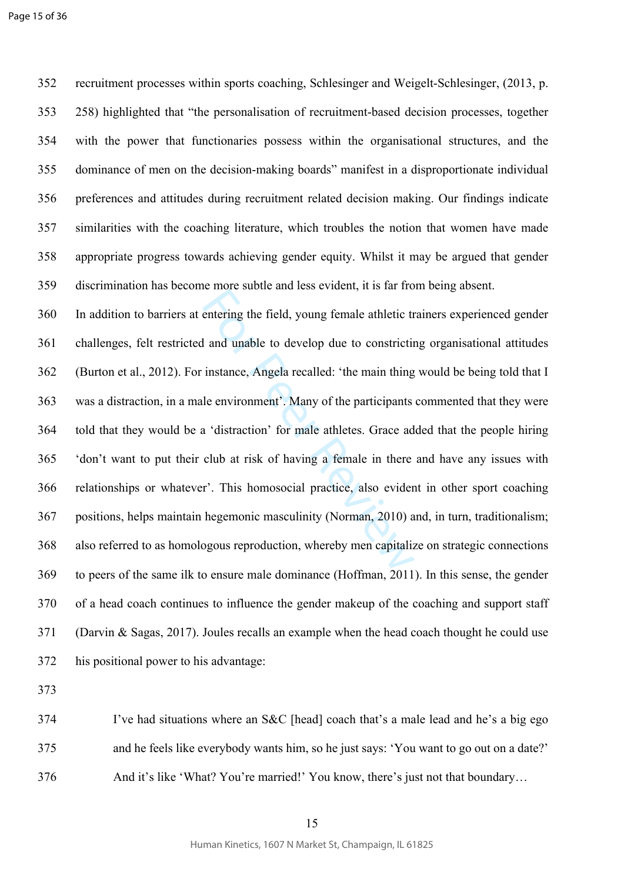recruitment processes within sports coaching, Schlesinger and Weigelt-Schlesinger, (2013, p. 258) highlighted that "the personalisation of recruitment-based decision processes, together with the power that functionaries possess within the organisational structures, and the dominance of men on the decision-making boards" manifest in a disproportionate individual preferences and attitudes during recruitment related decision making. Our findings indicate similarities with the coaching literature, which troubles the notion that women have made appropriate progress towards achieving gender equity. Whilst it may be argued that gender discrimination has become more subtle and less evident, it is far from being absent.

In addition to barriers at entering the field, young female athletic trainers experienced gender challenges, felt restricted and unable to develop due to constricting organisational attitudes (Burton et al., 2012). For instance, Angela recalled: 'the main thing would be being told that I was a distraction, in a male environment'. Many of the participants commented that they were told that they would be a 'distraction' for male athletes. Grace added that the people hiring 'don't want to put their club at risk of having a female in there and have any issues with relationships or whatever'. This homosocial practice, also evident in other sport coaching positions, helps maintain hegemonic masculinity (Norman, 2010) and, in turn, traditionalism; also referred to as homologous reproduction, whereby men capitalize on strategic connections to peers of the same ilk to ensure male dominance (Hoffman, 2011). In this sense, the gender of a head coach continues to influence the gender makeup of the coaching and support staff (Darvin & Sagas, 2017). Joules recalls an example when the head coach thought he could use his positional power to his advantage:

> I've had situations where an S&C [head] coach that's a male lead and he's a big ego and he feels like everybody wants him, so he just says: 'You want to go out on a date?' And it's like 'What? You're married!' You know, there's just not that boundary…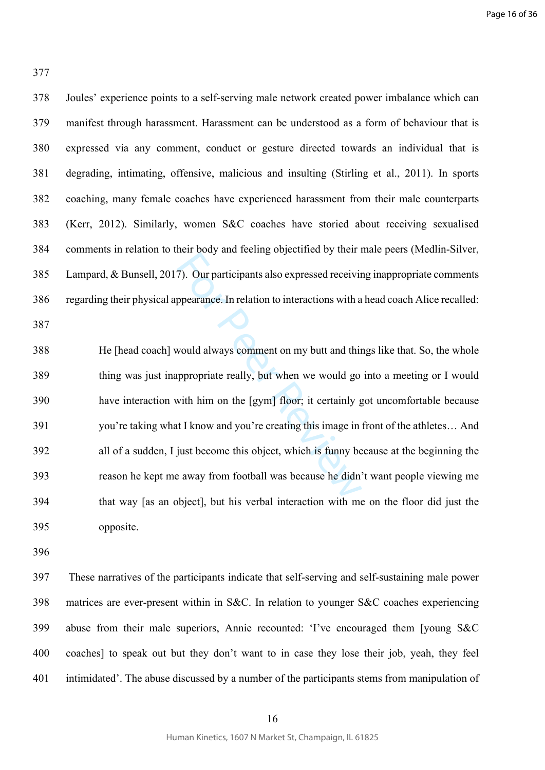Joules' experience points to a self-serving male network created power imbalance which can manifest through harassment. Harassment can be understood as a form of behaviour that is expressed via any comment, conduct or gesture directed towards an individual that is degrading, intimating, offensive, malicious and insulting (Stirling et al., 2011). In sports coaching, many female coaches have experienced harassment from their male counterparts (Kerr, 2012). Similarly, women S&C coaches have storied about receiving sexualised comments in relation to their body and feeling objectified by their male peers (Medlin-Silver, Lampard, & Bunsell, 2017). Our participants also expressed receiving inappropriate comments regarding their physical appearance. In relation to interactions with a head coach Alice recalled:

> He [head coach] would always comment on my butt and things like that. So, the whole thing was just inappropriate really, but when we would go into a meeting or I would have interaction with him on the [gym] floor; it certainly got uncomfortable because you're taking what I know and you're creating this image in front of the athletes… And all of a sudden, I just become this object, which is funny because at the beginning the reason he kept me away from football was because he didn't want people viewing me that way [as an object], but his verbal interaction with me on the floor did just the opposite.

These narratives of the participants indicate that self-serving and self-sustaining male power matrices are ever-present within in S&C. In relation to younger S&C coaches experiencing abuse from their male superiors, Annie recounted: 'I've encouraged them [young S&C coaches] to speak out but they don't want to in case they lose their job, yeah, they feel intimidated'. The abuse discussed by a number of the participants stems from manipulation of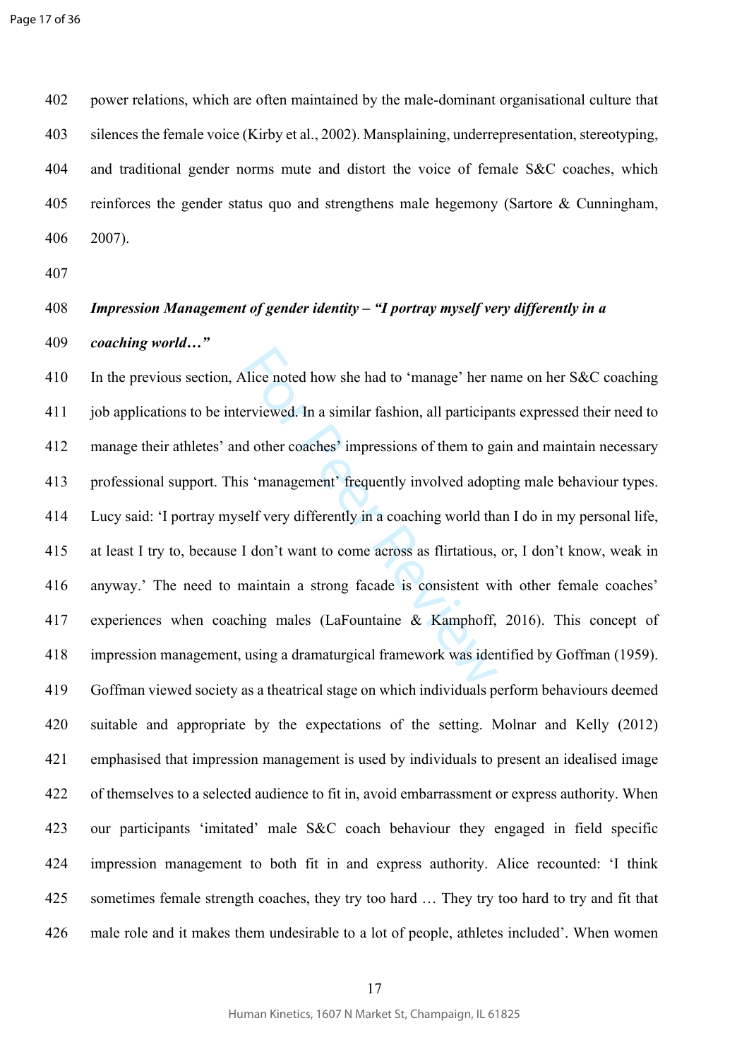power relations, which are often maintained by the male-dominant organisational culture that silences the female voice (Kirby et al., 2002). Mansplaining, underrepresentation, stereotyping, and traditional gender norms mute and distort the voice of female S&C coaches, which reinforces the gender status quo and strengthens male hegemony (Sartore & Cunningham, 2007).

***Impression Management of gender identity – "I portray myself very differently in a coaching world…"***

In the previous section, Alice noted how she had to 'manage' her name on her S&C coaching job applications to be interviewed. In a similar fashion, all participants expressed their need to manage their athletes' and other coaches' impressions of them to gain and maintain necessary professional support. This 'management' frequently involved adopting male behaviour types. Lucy said: 'I portray myself very differently in a coaching world than I do in my personal life, at least I try to, because I don't want to come across as flirtatious, or, I don't know, weak in anyway.' The need to maintain a strong facade is consistent with other female coaches' experiences when coaching males (LaFountaine & Kamphoff, 2016). This concept of impression management, using a dramaturgical framework was identified by Goffman (1959). Goffman viewed society as a theatrical stage on which individuals perform behaviours deemed suitable and appropriate by the expectations of the setting. Molnar and Kelly (2012) emphasised that impression management is used by individuals to present an idealised image of themselves to a selected audience to fit in, avoid embarrassment or express authority. When our participants 'imitated' male S&C coach behaviour they engaged in field specific impression management to both fit in and express authority. Alice recounted: 'I think sometimes female strength coaches, they try too hard … They try too hard to try and fit that male role and it makes them undesirable to a lot of people, athletes included'. When women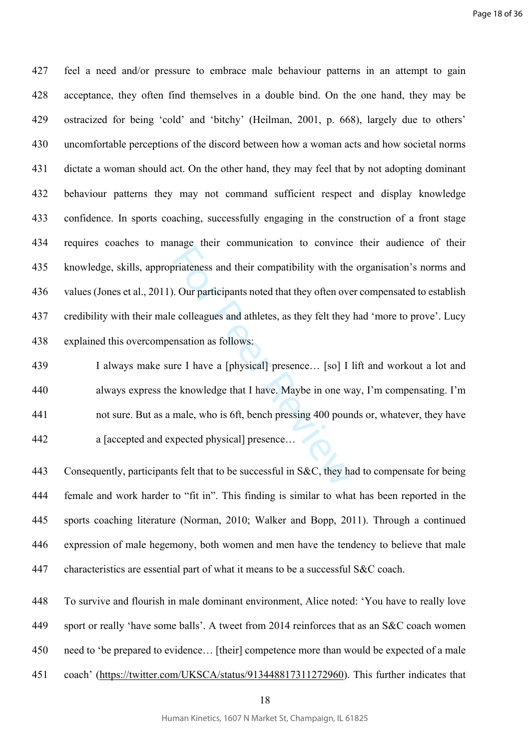feel a need and/or pressure to embrace male behaviour patterns in an attempt to gain acceptance, they often find themselves in a double bind. On the one hand, they may be ostracized for being 'cold' and 'bitchy' (Heilman, 2001, p. 668), largely due to others' uncomfortable perceptions of the discord between how a woman acts and how societal norms dictate a woman should act. On the other hand, they may feel that by not adopting dominant behaviour patterns they may not command sufficient respect and display knowledge confidence. In sports coaching, successfully engaging in the construction of a front stage requires coaches to manage their communication to convince their audience of their knowledge, skills, appropriateness and their compatibility with the organisation's norms and values (Jones et al., 2011). Our participants noted that they often over compensated to establish credibility with their male colleagues and athletes, as they felt they had 'more to prove'. Lucy explained this overcompensation as follows:

> I always make sure I have a [physical] presence… [so] I lift and workout a lot and always express the knowledge that I have. Maybe in one way, I'm compensating. I'm not sure. But as a male, who is 6ft, bench pressing 400 pounds or, whatever, they have a [accepted and expected physical] presence…

Consequently, participants felt that to be successful in S&C, they had to compensate for being female and work harder to "fit in". This finding is similar to what has been reported in the sports coaching literature (Norman, 2010; Walker and Bopp, 2011). Through a continued expression of male hegemony, both women and men have the tendency to believe that male characteristics are essential part of what it means to be a successful S&C coach.

To survive and flourish in male dominant environment, Alice noted: 'You have to really love sport or really 'have some balls'. A tweet from 2014 reinforces that as an S&C coach women need to 'be prepared to evidence… [their] competence more than would be expected of a male coach' (https://twitter.com/UKSCA/status/913448817311272960). This further indicates that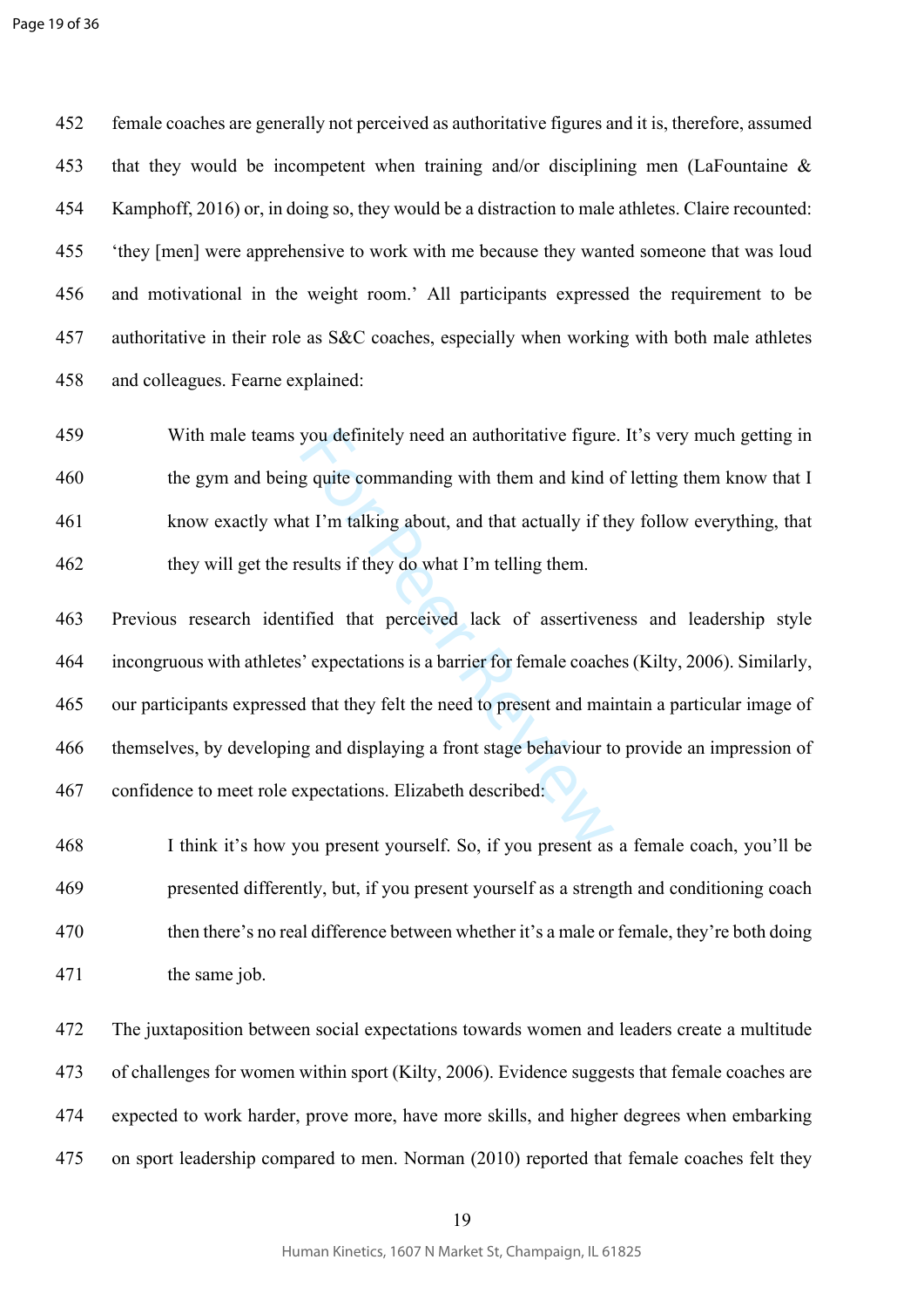female coaches are generally not perceived as authoritative figures and it is, therefore, assumed that they would be incompetent when training and/or disciplining men (LaFountaine & Kamphoff, 2016) or, in doing so, they would be a distraction to male athletes. Claire recounted: 'they [men] were apprehensive to work with me because they wanted someone that was loud and motivational in the weight room.' All participants expressed the requirement to be authoritative in their role as S&C coaches, especially when working with both male athletes and colleagues. Fearne explained:

> With male teams you definitely need an authoritative figure. It's very much getting in the gym and being quite commanding with them and kind of letting them know that I know exactly what I'm talking about, and that actually if they follow everything, that they will get the results if they do what I'm telling them.

Previous research identified that perceived lack of assertiveness and leadership style incongruous with athletes' expectations is a barrier for female coaches (Kilty, 2006). Similarly, our participants expressed that they felt the need to present and maintain a particular image of themselves, by developing and displaying a front stage behaviour to provide an impression of confidence to meet role expectations. Elizabeth described:

> I think it's how you present yourself. So, if you present as a female coach, you'll be presented differently, but, if you present yourself as a strength and conditioning coach then there's no real difference between whether it's a male or female, they're both doing the same job.

The juxtaposition between social expectations towards women and leaders create a multitude of challenges for women within sport (Kilty, 2006). Evidence suggests that female coaches are expected to work harder, prove more, have more skills, and higher degrees when embarking on sport leadership compared to men. Norman (2010) reported that female coaches felt they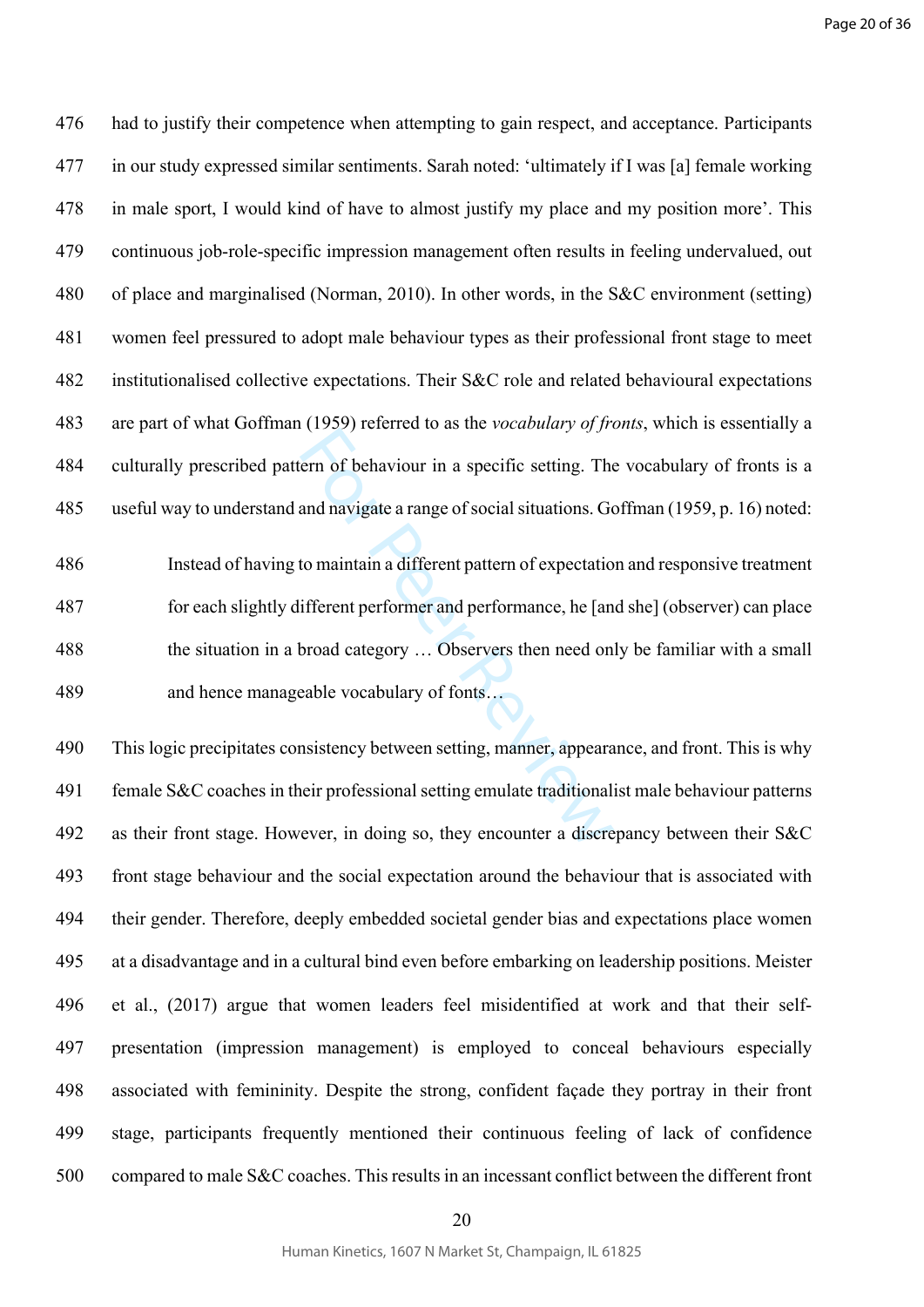had to justify their competence when attempting to gain respect, and acceptance. Participants in our study expressed similar sentiments. Sarah noted: 'ultimately if I was [a] female working in male sport, I would kind of have to almost justify my place and my position more'. This continuous job-role-specific impression management often results in feeling undervalued, out of place and marginalised (Norman, 2010). In other words, in the S&C environment (setting) women feel pressured to adopt male behaviour types as their professional front stage to meet institutionalised collective expectations. Their S&C role and related behavioural expectations are part of what Goffman (1959) referred to as the *vocabulary of fronts*, which is essentially a culturally prescribed pattern of behaviour in a specific setting. The vocabulary of fronts is a useful way to understand and navigate a range of social situations. Goffman (1959, p. 16) noted:

> Instead of having to maintain a different pattern of expectation and responsive treatment for each slightly different performer and performance, he [and she] (observer) can place the situation in a broad category … Observers then need only be familiar with a small and hence manageable vocabulary of fonts…

This logic precipitates consistency between setting, manner, appearance, and front. This is why female S&C coaches in their professional setting emulate traditionalist male behaviour patterns as their front stage. However, in doing so, they encounter a discrepancy between their S&C front stage behaviour and the social expectation around the behaviour that is associated with their gender. Therefore, deeply embedded societal gender bias and expectations place women at a disadvantage and in a cultural bind even before embarking on leadership positions. Meister et al., (2017) argue that women leaders feel misidentified at work and that their self-presentation (impression management) is employed to conceal behaviours especially associated with femininity. Despite the strong, confident façade they portray in their front stage, participants frequently mentioned their continuous feeling of lack of confidence compared to male S&C coaches. This results in an incessant conflict between the different front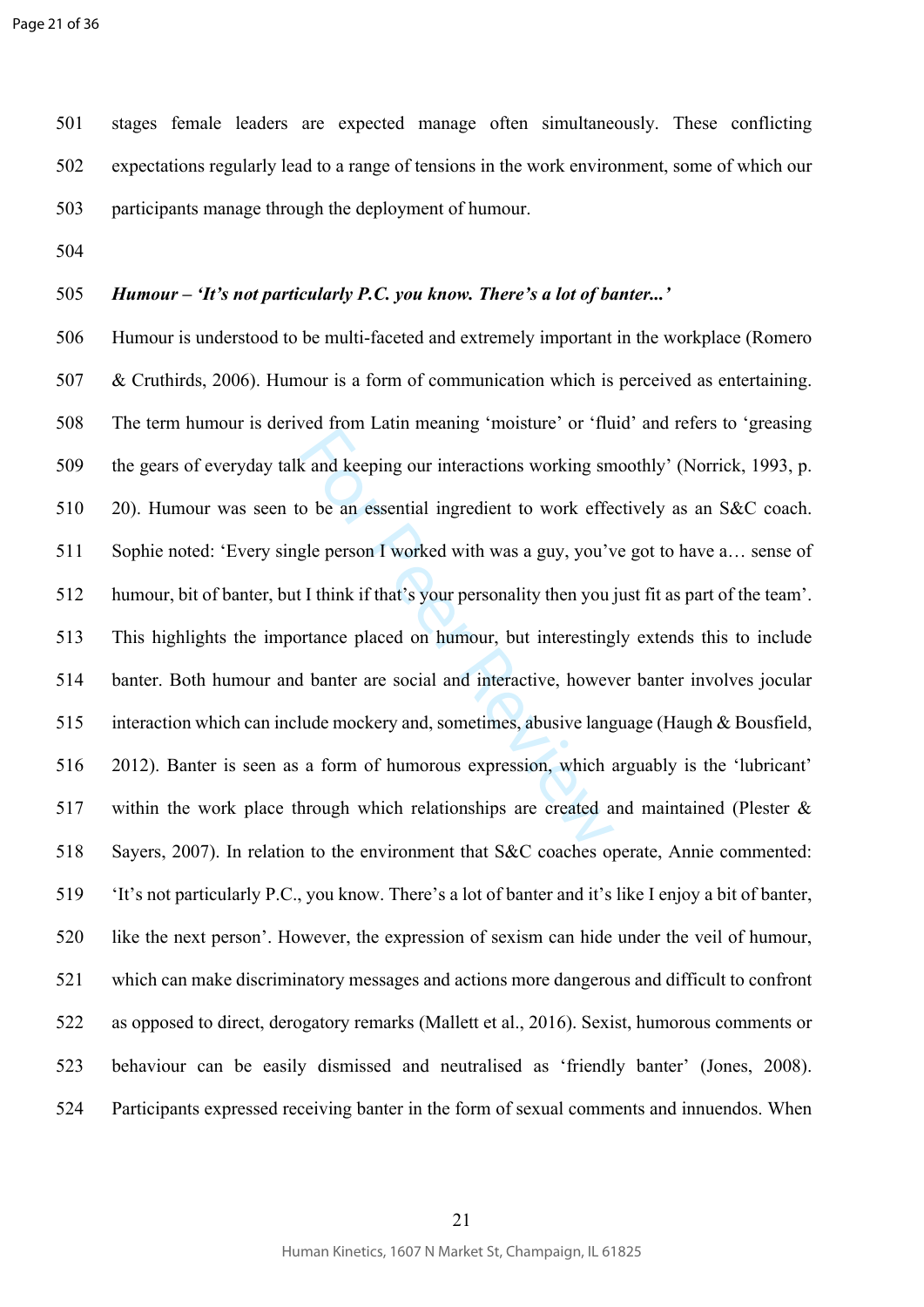stages female leaders are expected manage often simultaneously. These conflicting expectations regularly lead to a range of tensions in the work environment, some of which our participants manage through the deployment of humour.

***Humour – 'It's not particularly P.C. you know. There's a lot of banter...'***

Humour is understood to be multi-faceted and extremely important in the workplace (Romero & Cruthirds, 2006). Humour is a form of communication which is perceived as entertaining. The term humour is derived from Latin meaning 'moisture' or 'fluid' and refers to 'greasing the gears of everyday talk and keeping our interactions working smoothly' (Norrick, 1993, p. 20). Humour was seen to be an essential ingredient to work effectively as an S&C coach. Sophie noted: 'Every single person I worked with was a guy, you've got to have a… sense of humour, bit of banter, but I think if that's your personality then you just fit as part of the team'. This highlights the importance placed on humour, but interestingly extends this to include banter. Both humour and banter are social and interactive, however banter involves jocular interaction which can include mockery and, sometimes, abusive language (Haugh & Bousfield, 2012). Banter is seen as a form of humorous expression, which arguably is the 'lubricant' within the work place through which relationships are created and maintained (Plester & Sayers, 2007). In relation to the environment that S&C coaches operate, Annie commented: 'It's not particularly P.C., you know. There's a lot of banter and it's like I enjoy a bit of banter, like the next person'. However, the expression of sexism can hide under the veil of humour, which can make discriminatory messages and actions more dangerous and difficult to confront as opposed to direct, derogatory remarks (Mallett et al., 2016). Sexist, humorous comments or behaviour can be easily dismissed and neutralised as 'friendly banter' (Jones, 2008). Participants expressed receiving banter in the form of sexual comments and innuendos. When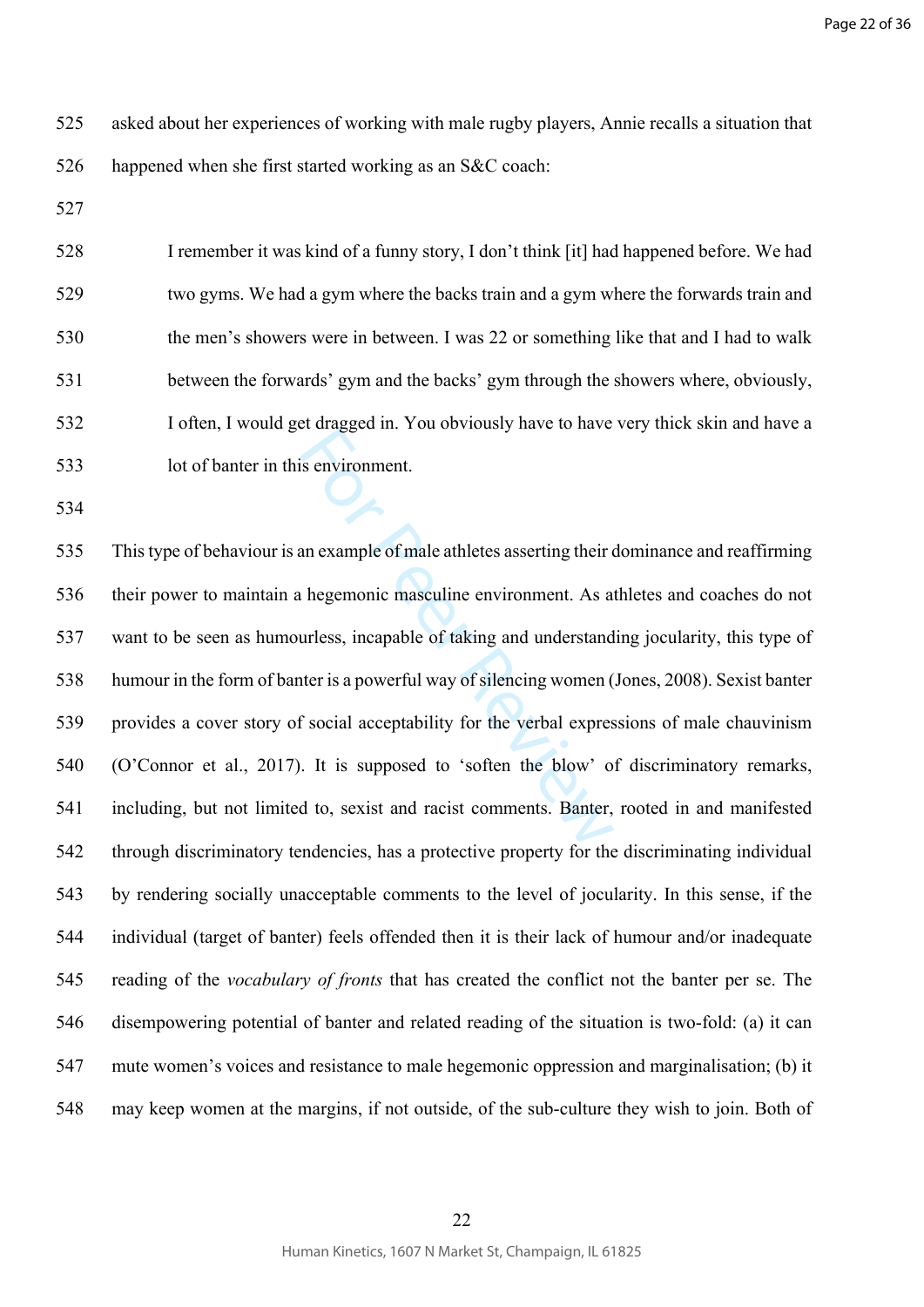asked about her experiences of working with male rugby players, Annie recalls a situation that happened when she first started working as an S&C coach:

> I remember it was kind of a funny story, I don't think [it] had happened before. We had two gyms. We had a gym where the backs train and a gym where the forwards train and the men's showers were in between. I was 22 or something like that and I had to walk between the forwards' gym and the backs' gym through the showers where, obviously, I often, I would get dragged in. You obviously have to have very thick skin and have a lot of banter in this environment.

This type of behaviour is an example of male athletes asserting their dominance and reaffirming their power to maintain a hegemonic masculine environment. As athletes and coaches do not want to be seen as humourless, incapable of taking and understanding jocularity, this type of humour in the form of banter is a powerful way of silencing women (Jones, 2008). Sexist banter provides a cover story of social acceptability for the verbal expressions of male chauvinism (O'Connor et al., 2017). It is supposed to 'soften the blow' of discriminatory remarks, including, but not limited to, sexist and racist comments. Banter, rooted in and manifested through discriminatory tendencies, has a protective property for the discriminating individual by rendering socially unacceptable comments to the level of jocularity. In this sense, if the individual (target of banter) feels offended then it is their lack of humour and/or inadequate reading of the *vocabulary of fronts* that has created the conflict not the banter per se. The disempowering potential of banter and related reading of the situation is two-fold: (a) it can mute women's voices and resistance to male hegemonic oppression and marginalisation; (b) it may keep women at the margins, if not outside, of the sub-culture they wish to join. Both of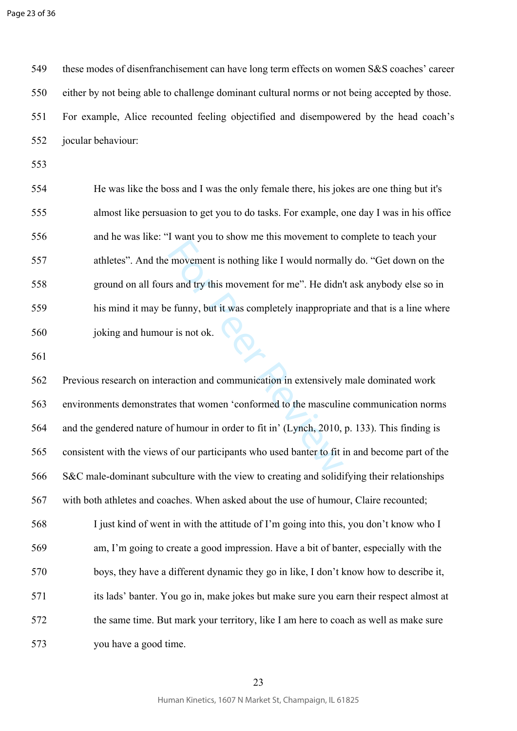these modes of disenfranchisement can have long term effects on women S&S coaches' career either by not being able to challenge dominant cultural norms or not being accepted by those. For example, Alice recounted feeling objectified and disempowered by the head coach's jocular behaviour:

> He was like the boss and I was the only female there, his jokes are one thing but it's almost like persuasion to get you to do tasks. For example, one day I was in his office and he was like: "I want you to show me this movement to complete to teach your athletes". And the movement is nothing like I would normally do. "Get down on the ground on all fours and try this movement for me". He didn't ask anybody else so in his mind it may be funny, but it was completely inappropriate and that is a line where joking and humour is not ok.

Previous research on interaction and communication in extensively male dominated work environments demonstrates that women 'conformed to the masculine communication norms and the gendered nature of humour in order to fit in' (Lynch, 2010, p. 133). This finding is consistent with the views of our participants who used banter to fit in and become part of the S&C male-dominant subculture with the view to creating and solidifying their relationships with both athletes and coaches. When asked about the use of humour, Claire recounted;

> I just kind of went in with the attitude of I'm going into this, you don't know who I am, I'm going to create a good impression. Have a bit of banter, especially with the boys, they have a different dynamic they go in like, I don't know how to describe it, its lads' banter. You go in, make jokes but make sure you earn their respect almost at the same time. But mark your territory, like I am here to coach as well as make sure you have a good time.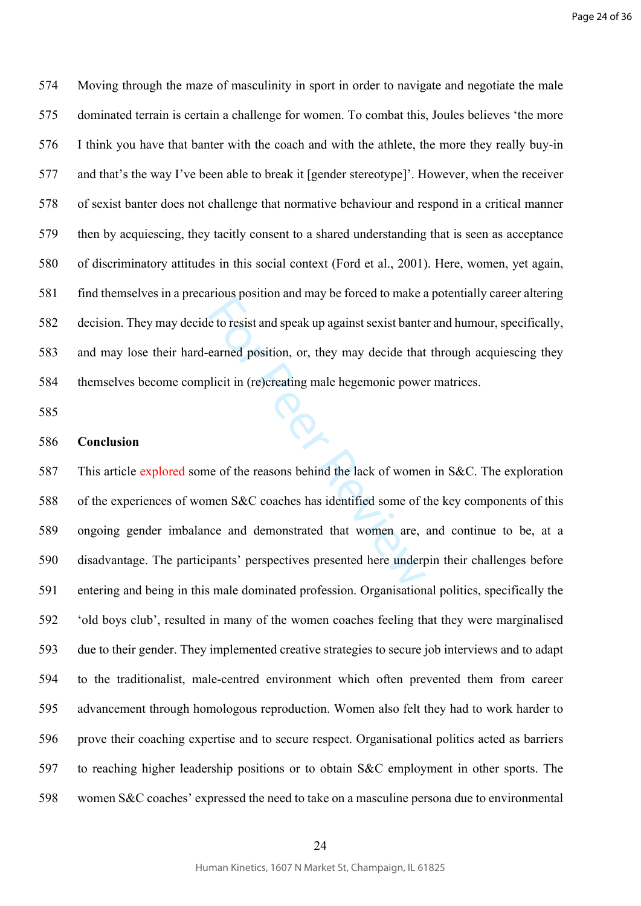Moving through the maze of masculinity in sport in order to navigate and negotiate the male dominated terrain is certain a challenge for women. To combat this, Joules believes 'the more I think you have that banter with the coach and with the athlete, the more they really buy-in and that's the way I've been able to break it [gender stereotype]'. However, when the receiver of sexist banter does not challenge that normative behaviour and respond in a critical manner then by acquiescing, they tacitly consent to a shared understanding that is seen as acceptance of discriminatory attitudes in this social context (Ford et al., 2001). Here, women, yet again, find themselves in a precarious position and may be forced to make a potentially career altering decision. They may decide to resist and speak up against sexist banter and humour, specifically, and may lose their hard-earned position, or, they may decide that through acquiescing they themselves become complicit in (re)creating male hegemonic power matrices.

## Conclusion

This article explored some of the reasons behind the lack of women in S&C. The exploration of the experiences of women S&C coaches has identified some of the key components of this ongoing gender imbalance and demonstrated that women are, and continue to be, at a disadvantage. The participants' perspectives presented here underpin their challenges before entering and being in this male dominated profession. Organisational politics, specifically the 'old boys club', resulted in many of the women coaches feeling that they were marginalised due to their gender. They implemented creative strategies to secure job interviews and to adapt to the traditionalist, male-centred environment which often prevented them from career advancement through homologous reproduction. Women also felt they had to work harder to prove their coaching expertise and to secure respect. Organisational politics acted as barriers to reaching higher leadership positions or to obtain S&C employment in other sports. The women S&C coaches' expressed the need to take on a masculine persona due to environmental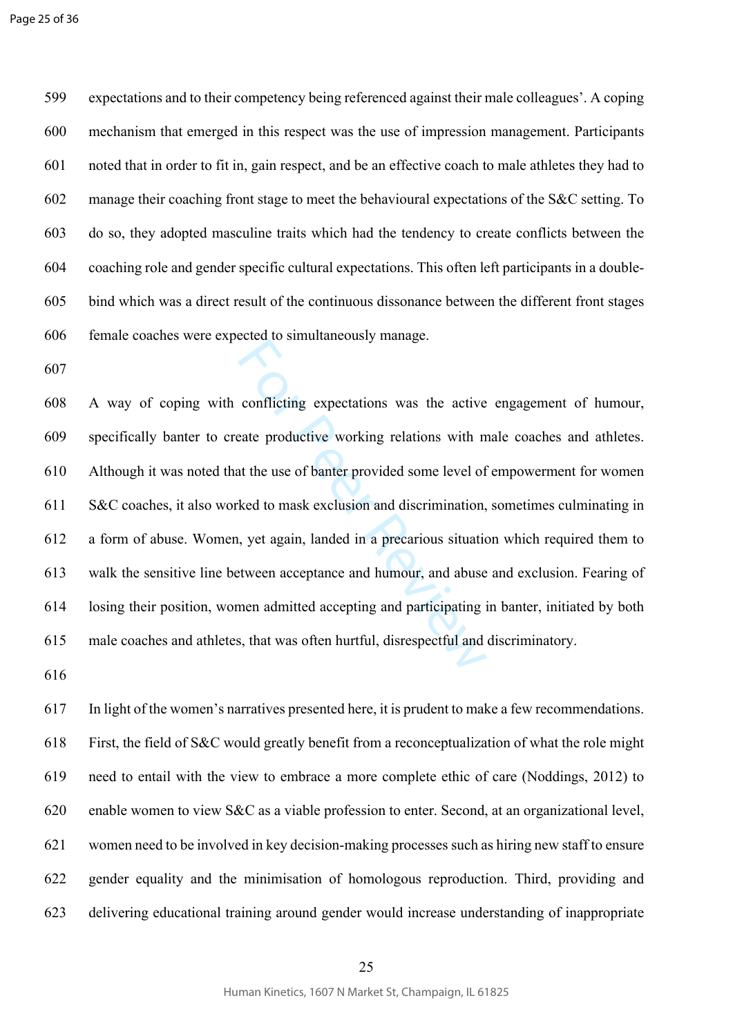expectations and to their competency being referenced against their male colleagues'. A coping mechanism that emerged in this respect was the use of impression management. Participants noted that in order to fit in, gain respect, and be an effective coach to male athletes they had to manage their coaching front stage to meet the behavioural expectations of the S&C setting. To do so, they adopted masculine traits which had the tendency to create conflicts between the coaching role and gender specific cultural expectations. This often left participants in a double-bind which was a direct result of the continuous dissonance between the different front stages female coaches were expected to simultaneously manage.

A way of coping with conflicting expectations was the active engagement of humour, specifically banter to create productive working relations with male coaches and athletes. Although it was noted that the use of banter provided some level of empowerment for women S&C coaches, it also worked to mask exclusion and discrimination, sometimes culminating in a form of abuse. Women, yet again, landed in a precarious situation which required them to walk the sensitive line between acceptance and humour, and abuse and exclusion. Fearing of losing their position, women admitted accepting and participating in banter, initiated by both male coaches and athletes, that was often hurtful, disrespectful and discriminatory.

In light of the women's narratives presented here, it is prudent to make a few recommendations. First, the field of S&C would greatly benefit from a reconceptualization of what the role might need to entail with the view to embrace a more complete ethic of care (Noddings, 2012) to enable women to view S&C as a viable profession to enter. Second, at an organizational level, women need to be involved in key decision-making processes such as hiring new staff to ensure gender equality and the minimisation of homologous reproduction. Third, providing and delivering educational training around gender would increase understanding of inappropriate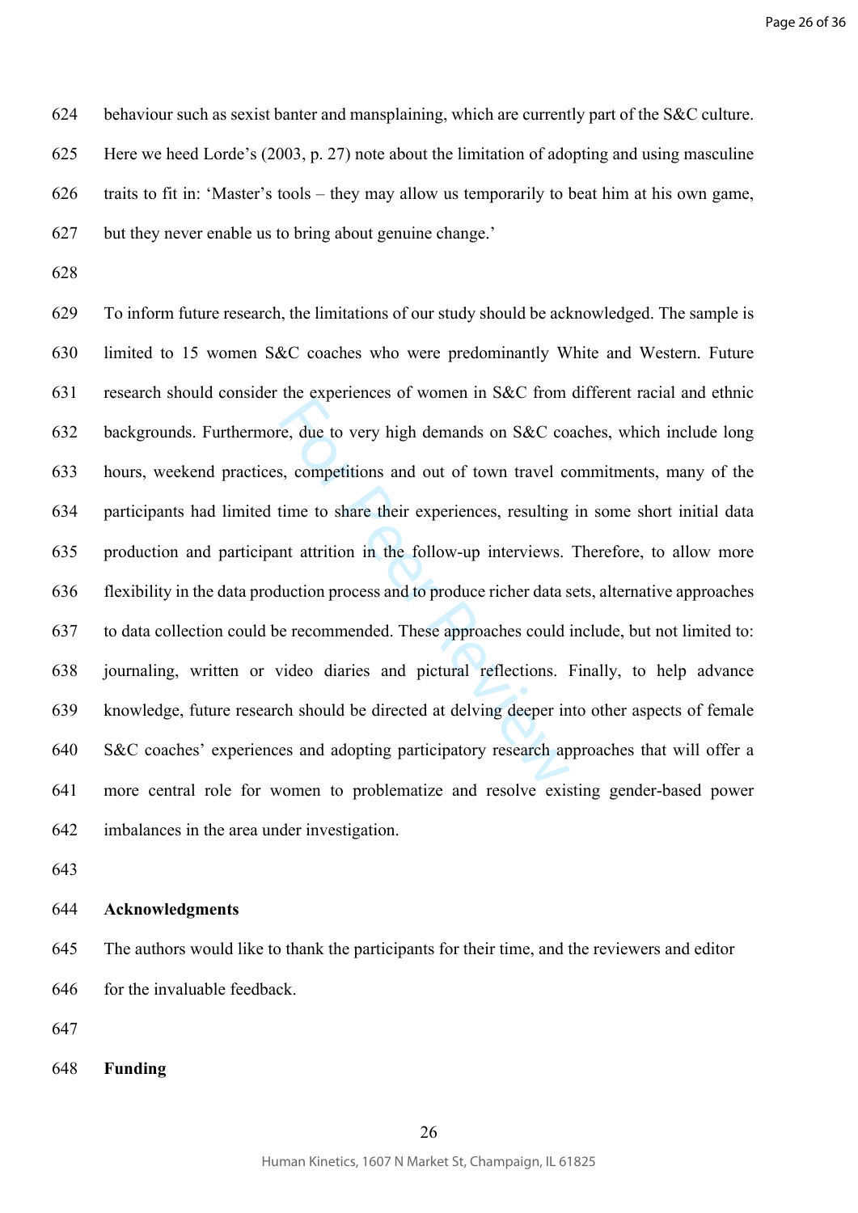behaviour such as sexist banter and mansplaining, which are currently part of the S&C culture. Here we heed Lorde's (2003, p. 27) note about the limitation of adopting and using masculine traits to fit in: 'Master's tools – they may allow us temporarily to beat him at his own game, but they never enable us to bring about genuine change.'

To inform future research, the limitations of our study should be acknowledged. The sample is limited to 15 women S&C coaches who were predominantly White and Western. Future research should consider the experiences of women in S&C from different racial and ethnic backgrounds. Furthermore, due to very high demands on S&C coaches, which include long hours, weekend practices, competitions and out of town travel commitments, many of the participants had limited time to share their experiences, resulting in some short initial data production and participant attrition in the follow-up interviews. Therefore, to allow more flexibility in the data production process and to produce richer data sets, alternative approaches to data collection could be recommended. These approaches could include, but not limited to: journaling, written or video diaries and pictural reflections. Finally, to help advance knowledge, future research should be directed at delving deeper into other aspects of female S&C coaches' experiences and adopting participatory research approaches that will offer a more central role for women to problematize and resolve existing gender-based power imbalances in the area under investigation.

**Acknowledgments**

The authors would like to thank the participants for their time, and the reviewers and editor for the invaluable feedback.

**Funding**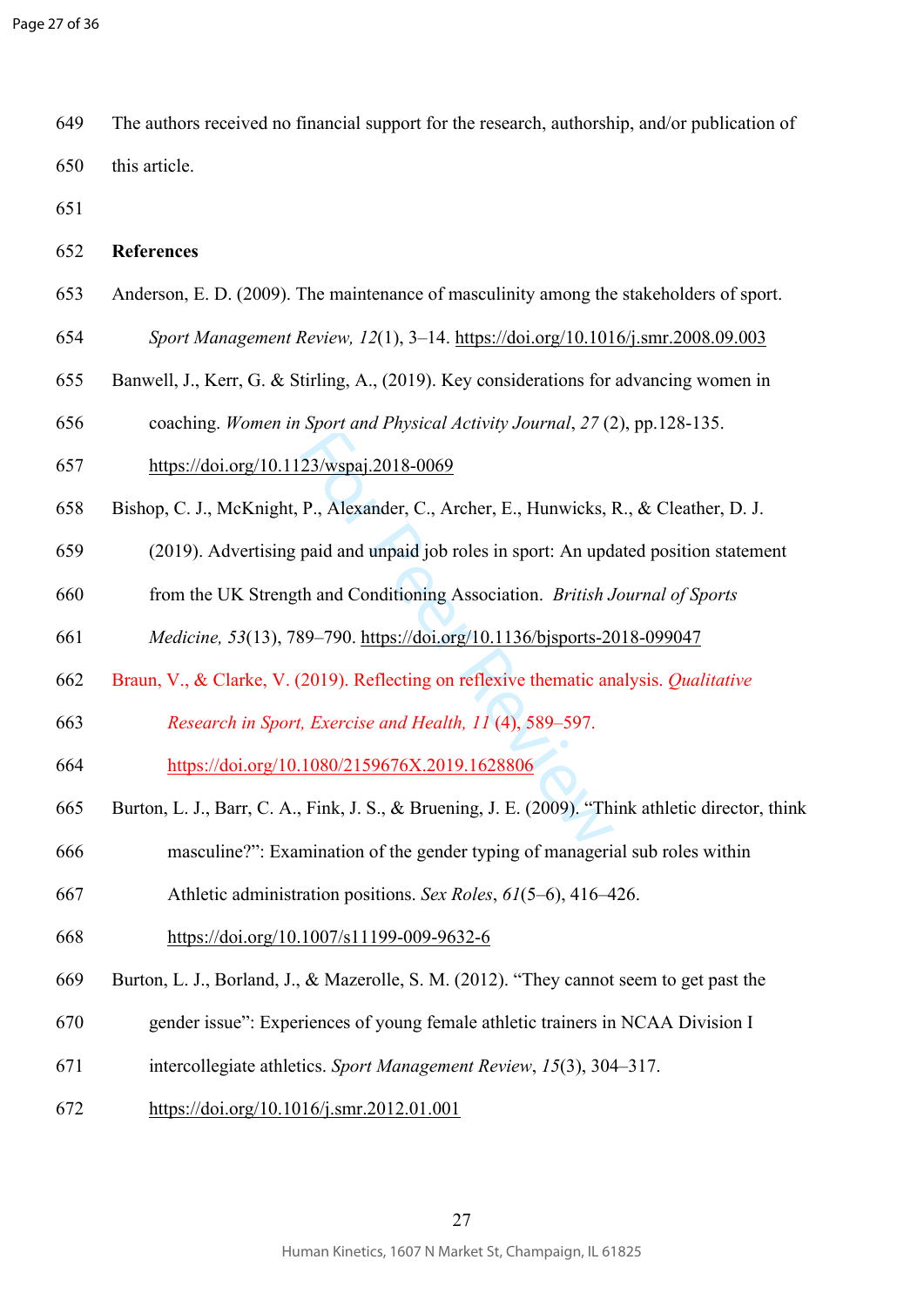The authors received no financial support for the research, authorship, and/or publication of this article.

**References**

Anderson, E. D. (2009). The maintenance of masculinity among the stakeholders of sport. *Sport Management Review, 12*(1), 3–14. https://doi.org/10.1016/j.smr.2008.09.003

Banwell, J., Kerr, G. & Stirling, A., (2019). Key considerations for advancing women in coaching. *Women in Sport and Physical Activity Journal*, *27* (2), pp.128-135. https://doi.org/10.1123/wspaj.2018-0069

Bishop, C. J., McKnight, P., Alexander, C., Archer, E., Hunwicks, R., & Cleather, D. J. (2019). Advertising paid and unpaid job roles in sport: An updated position statement from the UK Strength and Conditioning Association. *British Journal of Sports Medicine, 53*(13), 789–790. https://doi.org/10.1136/bjsports-2018-099047

Braun, V., & Clarke, V. (2019). Reflecting on reflexive thematic analysis. *Qualitative Research in Sport, Exercise and Health, 11* (4), 589–597. https://doi.org/10.1080/2159676X.2019.1628806

Burton, L. J., Barr, C. A., Fink, J. S., & Bruening, J. E. (2009). "Think athletic director, think masculine?": Examination of the gender typing of managerial sub roles within Athletic administration positions. *Sex Roles*, *61*(5–6), 416–426. https://doi.org/10.1007/s11199-009-9632-6

Burton, L. J., Borland, J., & Mazerolle, S. M. (2012). "They cannot seem to get past the gender issue": Experiences of young female athletic trainers in NCAA Division I intercollegiate athletics. *Sport Management Review*, *15*(3), 304–317. https://doi.org/10.1016/j.smr.2012.01.001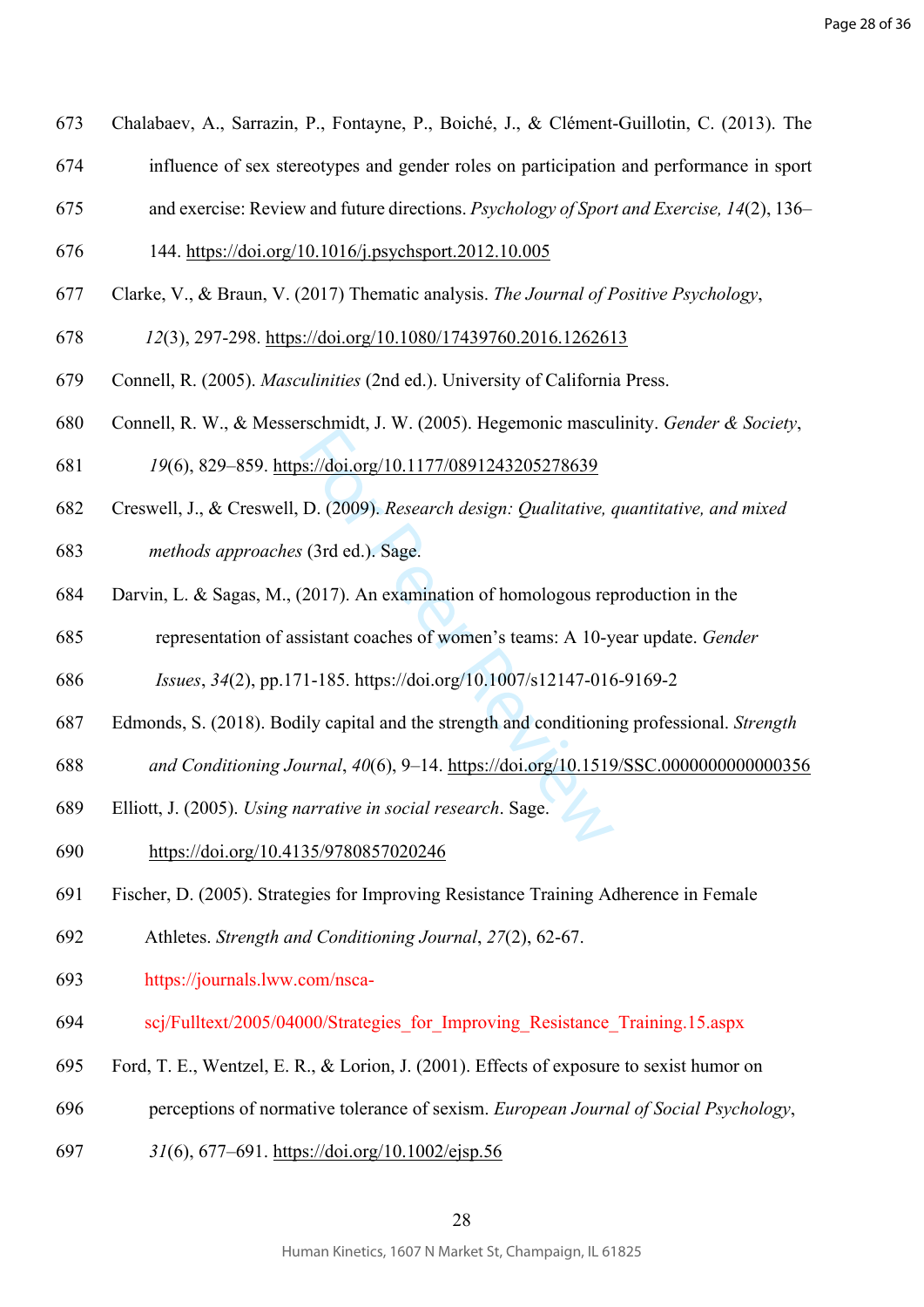673 Chalabaev, A., Sarrazin, P., Fontayne, P., Boiché, J., & Clément-Guillotin, C. (2013). The

674 influence of sex stereotypes and gender roles on participation and performance in sport

675 and exercise: Review and future directions. *Psychology of Sport and Exercise, 14*(2), 136–

676 144. https://doi.org/10.1016/j.psychsport.2012.10.005

677 Clarke, V., & Braun, V. (2017) Thematic analysis. *The Journal of Positive Psychology*,

678 *12*(3), 297-298. https://doi.org/10.1080/17439760.2016.1262613

679 Connell, R. (2005). *Masculinities* (2nd ed.). University of California Press.

680 Connell, R. W., & Messerschmidt, J. W. (2005). Hegemonic masculinity. *Gender & Society*,

681 *19*(6), 829–859. https://doi.org/10.1177/0891243205278639

682 Creswell, J., & Creswell, D. (2009). *Research design: Qualitative, quantitative, and mixed*

683 *methods approaches* (3rd ed.). Sage.

684 Darvin, L. & Sagas, M., (2017). An examination of homologous reproduction in the

685 representation of assistant coaches of women's teams: A 10-year update. *Gender*

686 *Issues*, *34*(2), pp.171-185. https://doi.org/10.1007/s12147-016-9169-2

687 Edmonds, S. (2018). Bodily capital and the strength and conditioning professional. *Strength*

688 *and Conditioning Journal*, *40*(6), 9–14. https://doi.org/10.1519/SSC.0000000000000356

689 Elliott, J. (2005). *Using narrative in social research*. Sage.

690 https://doi.org/10.4135/9780857020246

691 Fischer, D. (2005). Strategies for Improving Resistance Training Adherence in Female

692 Athletes. *Strength and Conditioning Journal*, *27*(2), 62-67.

693 https://journals.lww.com/nsca-

694 scj/Fulltext/2005/04000/Strategies_for_Improving_Resistance_Training.15.aspx

695 Ford, T. E., Wentzel, E. R., & Lorion, J. (2001). Effects of exposure to sexist humor on

696 perceptions of normative tolerance of sexism. *European Journal of Social Psychology*,

697 *31*(6), 677–691. https://doi.org/10.1002/ejsp.56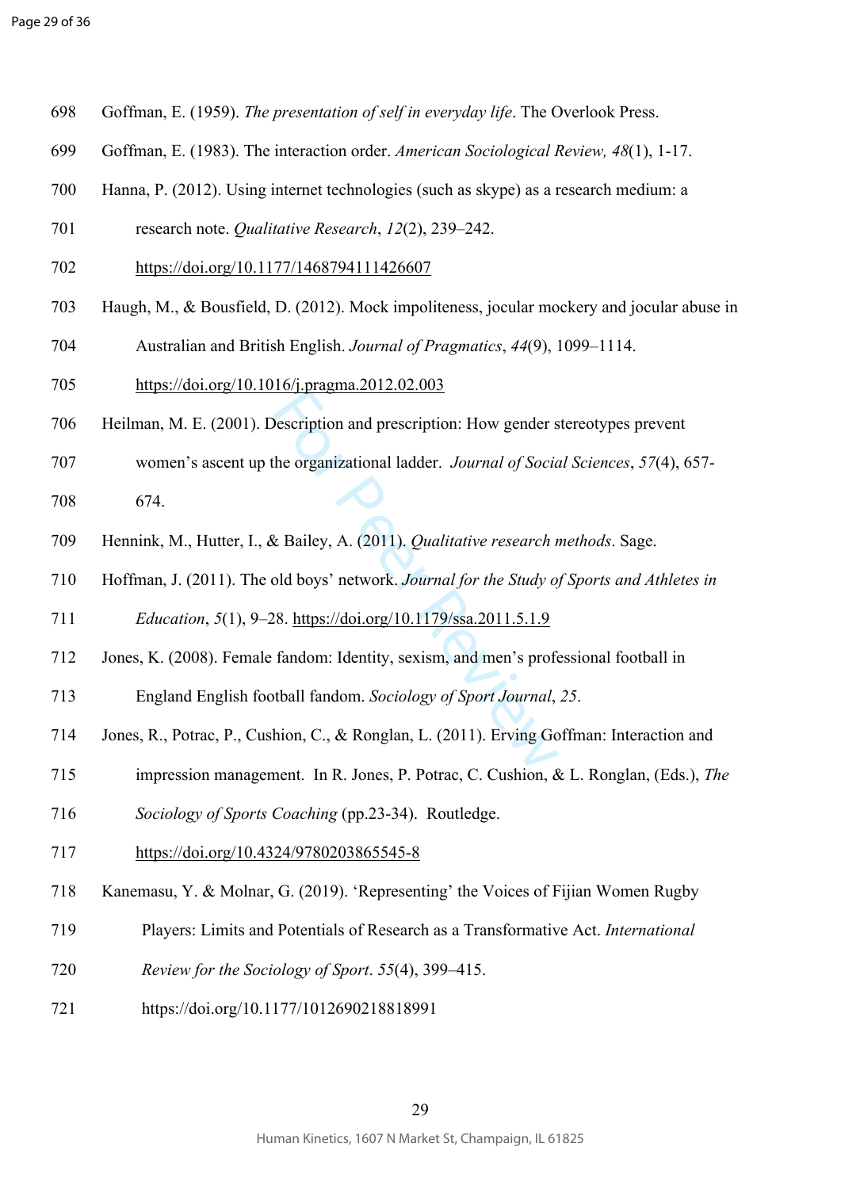Goffman, E. (1959). *The presentation of self in everyday life*. The Overlook Press.

Goffman, E. (1983). The interaction order. *American Sociological Review, 48*(1), 1-17.

Hanna, P. (2012). Using internet technologies (such as skype) as a research medium: a research note. *Qualitative Research*, *12*(2), 239–242. https://doi.org/10.1177/1468794111426607

Haugh, M., & Bousfield, D. (2012). Mock impoliteness, jocular mockery and jocular abuse in Australian and British English. *Journal of Pragmatics*, *44*(9), 1099–1114. https://doi.org/10.1016/j.pragma.2012.02.003

Heilman, M. E. (2001). Description and prescription: How gender stereotypes prevent women's ascent up the organizational ladder. *Journal of Social Sciences*, *57*(4), 657-674.

Hennink, M., Hutter, I., & Bailey, A. (2011). *Qualitative research methods*. Sage.

Hoffman, J. (2011). The old boys' network. *Journal for the Study of Sports and Athletes in Education*, *5*(1), 9–28. https://doi.org/10.1179/ssa.2011.5.1.9

Jones, K. (2008). Female fandom: Identity, sexism, and men's professional football in England English football fandom. *Sociology of Sport Journal*, *25*.

Jones, R., Potrac, P., Cushion, C., & Ronglan, L. (2011). Erving Goffman: Interaction and impression management. In R. Jones, P. Potrac, C. Cushion, & L. Ronglan, (Eds.), *The Sociology of Sports Coaching* (pp.23-34). Routledge. https://doi.org/10.4324/9780203865545-8

Kanemasu, Y. & Molnar, G. (2019). 'Representing' the Voices of Fijian Women Rugby Players: Limits and Potentials of Research as a Transformative Act. *International Review for the Sociology of Sport*. *55*(4), 399–415. https://doi.org/10.1177/1012690218818991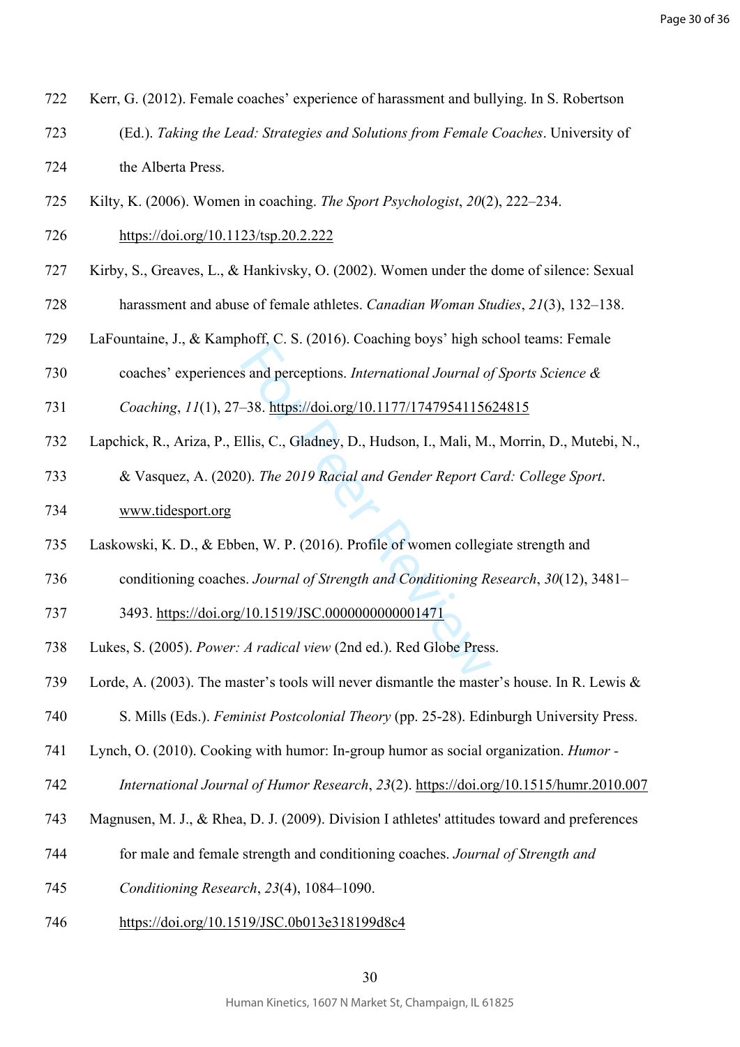Kerr, G. (2012). Female coaches' experience of harassment and bullying. In S. Robertson (Ed.). *Taking the Lead: Strategies and Solutions from Female Coaches*. University of the Alberta Press.

Kilty, K. (2006). Women in coaching. *The Sport Psychologist*, *20*(2), 222–234. https://doi.org/10.1123/tsp.20.2.222

Kirby, S., Greaves, L., & Hankivsky, O. (2002). Women under the dome of silence: Sexual harassment and abuse of female athletes. *Canadian Woman Studies*, *21*(3), 132–138.

LaFountaine, J., & Kamphoff, C. S. (2016). Coaching boys' high school teams: Female coaches' experiences and perceptions. *International Journal of Sports Science & Coaching*, *11*(1), 27–38. https://doi.org/10.1177/1747954115624815

Lapchick, R., Ariza, P., Ellis, C., Gladney, D., Hudson, I., Mali, M., Morrin, D., Mutebi, N., & Vasquez, A. (2020). *The 2019 Racial and Gender Report Card: College Sport*. www.tidesport.org

Laskowski, K. D., & Ebben, W. P. (2016). Profile of women collegiate strength and conditioning coaches. *Journal of Strength and Conditioning Research*, *30*(12), 3481–3493. https://doi.org/10.1519/JSC.0000000000001471

Lukes, S. (2005). *Power: A radical view* (2nd ed.). Red Globe Press.

Lorde, A. (2003). The master's tools will never dismantle the master's house. In R. Lewis & S. Mills (Eds.). *Feminist Postcolonial Theory* (pp. 25-28). Edinburgh University Press.

Lynch, O. (2010). Cooking with humor: In-group humor as social organization. *Humor - International Journal of Humor Research*, *23*(2). https://doi.org/10.1515/humr.2010.007

Magnusen, M. J., & Rhea, D. J. (2009). Division I athletes' attitudes toward and preferences for male and female strength and conditioning coaches. *Journal of Strength and Conditioning Research*, *23*(4), 1084–1090. https://doi.org/10.1519/JSC.0b013e318199d8c4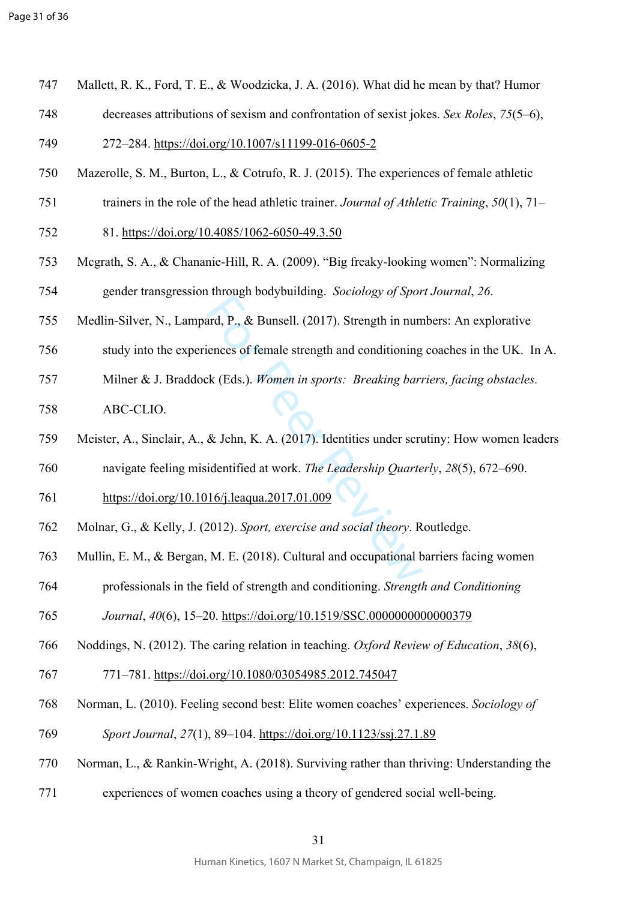Mallett, R. K., Ford, T. E., & Woodzicka, J. A. (2016). What did he mean by that? Humor decreases attributions of sexism and confrontation of sexist jokes. *Sex Roles*, *75*(5–6), 272–284. https://doi.org/10.1007/s11199-016-0605-2

Mazerolle, S. M., Burton, L., & Cotrufo, R. J. (2015). The experiences of female athletic trainers in the role of the head athletic trainer. *Journal of Athletic Training*, *50*(1), 71–81. https://doi.org/10.4085/1062-6050-49.3.50

Mcgrath, S. A., & Chananie-Hill, R. A. (2009). "Big freaky-looking women": Normalizing gender transgression through bodybuilding. *Sociology of Sport Journal*, *26*.

Medlin-Silver, N., Lampard, P., & Bunsell. (2017). Strength in numbers: An explorative study into the experiences of female strength and conditioning coaches in the UK. In A. Milner & J. Braddock (Eds.). *Women in sports: Breaking barriers, facing obstacles.* ABC-CLIO.

Meister, A., Sinclair, A., & Jehn, K. A. (2017). Identities under scrutiny: How women leaders navigate feeling misidentified at work. *The Leadership Quarterly*, *28*(5), 672–690. https://doi.org/10.1016/j.leaqua.2017.01.009

Molnar, G., & Kelly, J. (2012). *Sport, exercise and social theory*. Routledge.

Mullin, E. M., & Bergan, M. E. (2018). Cultural and occupational barriers facing women professionals in the field of strength and conditioning. *Strength and Conditioning Journal*, *40*(6), 15–20. https://doi.org/10.1519/SSC.0000000000000379

Noddings, N. (2012). The caring relation in teaching. *Oxford Review of Education*, *38*(6), 771–781. https://doi.org/10.1080/03054985.2012.745047

Norman, L. (2010). Feeling second best: Elite women coaches' experiences. *Sociology of Sport Journal*, *27*(1), 89–104. https://doi.org/10.1123/ssj.27.1.89

Norman, L., & Rankin-Wright, A. (2018). Surviving rather than thriving: Understanding the experiences of women coaches using a theory of gendered social well-being.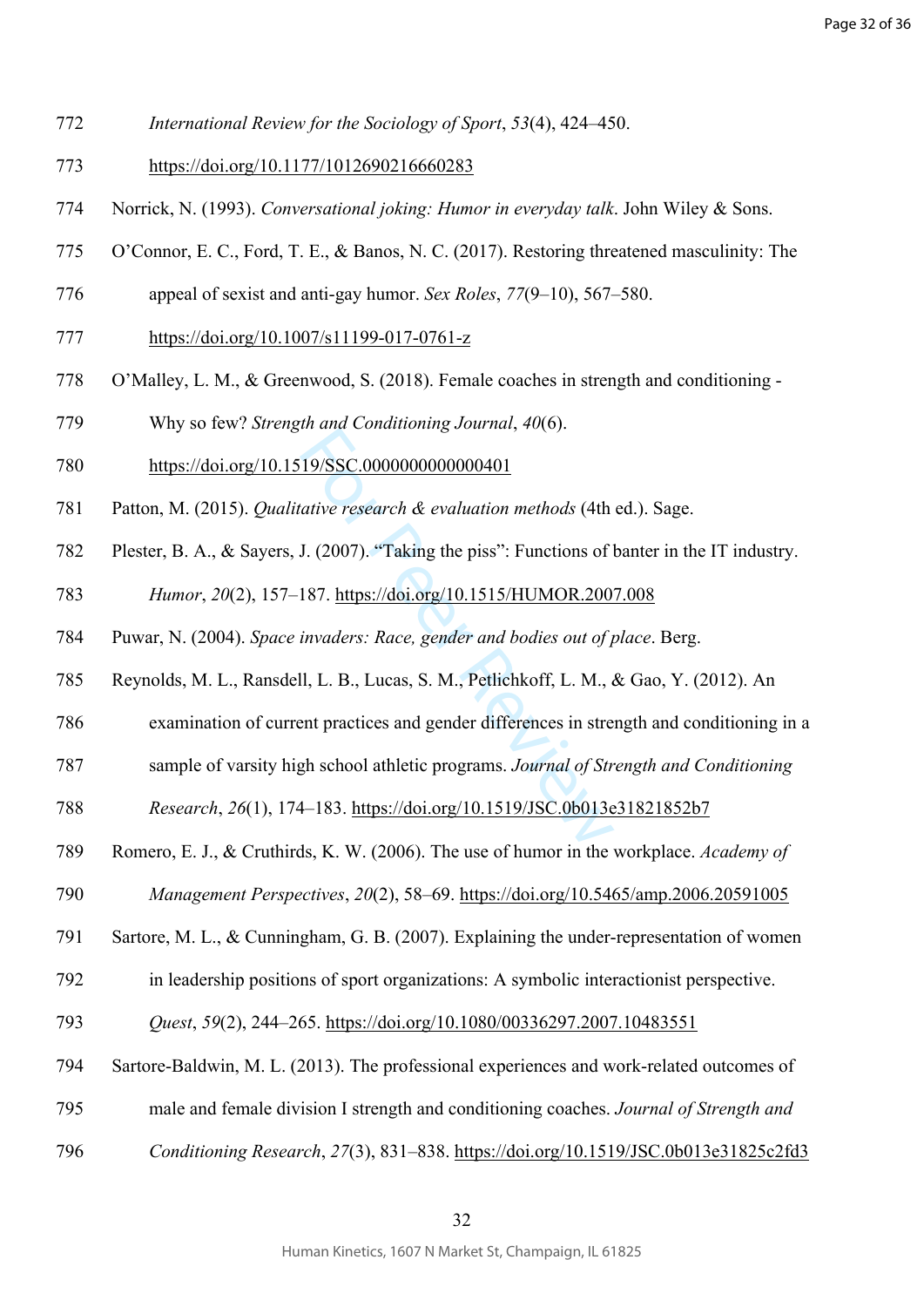*International Review for the Sociology of Sport*, *53*(4), 424–450. https://doi.org/10.1177/1012690216660283

Norrick, N. (1993). *Conversational joking: Humor in everyday talk*. John Wiley & Sons.

O'Connor, E. C., Ford, T. E., & Banos, N. C. (2017). Restoring threatened masculinity: The appeal of sexist and anti-gay humor. *Sex Roles*, *77*(9–10), 567–580. https://doi.org/10.1007/s11199-017-0761-z

O'Malley, L. M., & Greenwood, S. (2018). Female coaches in strength and conditioning - Why so few? *Strength and Conditioning Journal*, *40*(6). https://doi.org/10.1519/SSC.0000000000000401

Patton, M. (2015). *Qualitative research & evaluation methods* (4th ed.). Sage.

Plester, B. A., & Sayers, J. (2007). "Taking the piss": Functions of banter in the IT industry. *Humor*, *20*(2), 157–187. https://doi.org/10.1515/HUMOR.2007.008

Puwar, N. (2004). *Space invaders: Race, gender and bodies out of place*. Berg.

Reynolds, M. L., Ransdell, L. B., Lucas, S. M., Petlichkoff, L. M., & Gao, Y. (2012). An examination of current practices and gender differences in strength and conditioning in a sample of varsity high school athletic programs. *Journal of Strength and Conditioning Research*, *26*(1), 174–183. https://doi.org/10.1519/JSC.0b013e31821852b7

Romero, E. J., & Cruthirds, K. W. (2006). The use of humor in the workplace. *Academy of Management Perspectives*, *20*(2), 58–69. https://doi.org/10.5465/amp.2006.20591005

Sartore, M. L., & Cunningham, G. B. (2007). Explaining the under-representation of women in leadership positions of sport organizations: A symbolic interactionist perspective. *Quest*, *59*(2), 244–265. https://doi.org/10.1080/00336297.2007.10483551

Sartore-Baldwin, M. L. (2013). The professional experiences and work-related outcomes of male and female division I strength and conditioning coaches. *Journal of Strength and Conditioning Research*, *27*(3), 831–838. https://doi.org/10.1519/JSC.0b013e31825c2fd3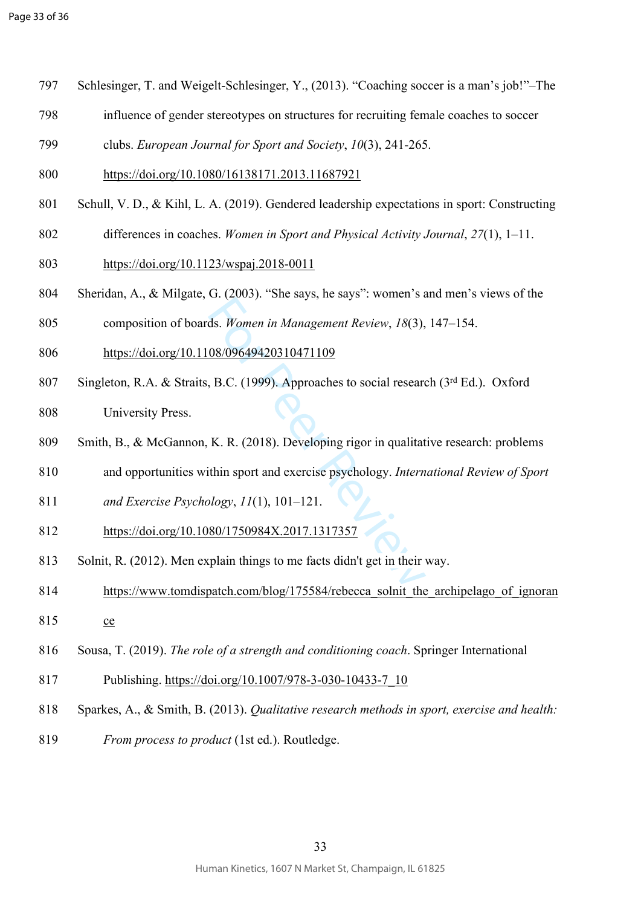Schlesinger, T. and Weigelt-Schlesinger, Y., (2013). "Coaching soccer is a man's job!"–The influence of gender stereotypes on structures for recruiting female coaches to soccer clubs. *European Journal for Sport and Society*, *10*(3), 241-265. https://doi.org/10.1080/16138171.2013.11687921

Schull, V. D., & Kihl, L. A. (2019). Gendered leadership expectations in sport: Constructing differences in coaches. *Women in Sport and Physical Activity Journal*, *27*(1), 1–11. https://doi.org/10.1123/wspaj.2018-0011

Sheridan, A., & Milgate, G. (2003). "She says, he says": women's and men's views of the composition of boards. *Women in Management Review*, *18*(3), 147–154. https://doi.org/10.1108/09649420310471109

Singleton, R.A. & Straits, B.C. (1999). Approaches to social research (3rd Ed.). Oxford University Press.

Smith, B., & McGannon, K. R. (2018). Developing rigor in qualitative research: problems and opportunities within sport and exercise psychology. *International Review of Sport and Exercise Psychology*, *11*(1), 101–121. https://doi.org/10.1080/1750984X.2017.1317357

Solnit, R. (2012). Men explain things to me facts didn't get in their way. https://www.tomdispatch.com/blog/175584/rebecca_solnit_the_archipelago_of_ignorance

Sousa, T. (2019). *The role of a strength and conditioning coach*. Springer International Publishing. https://doi.org/10.1007/978-3-030-10433-7_10

Sparkes, A., & Smith, B. (2013). *Qualitative research methods in sport, exercise and health: From process to product* (1st ed.). Routledge.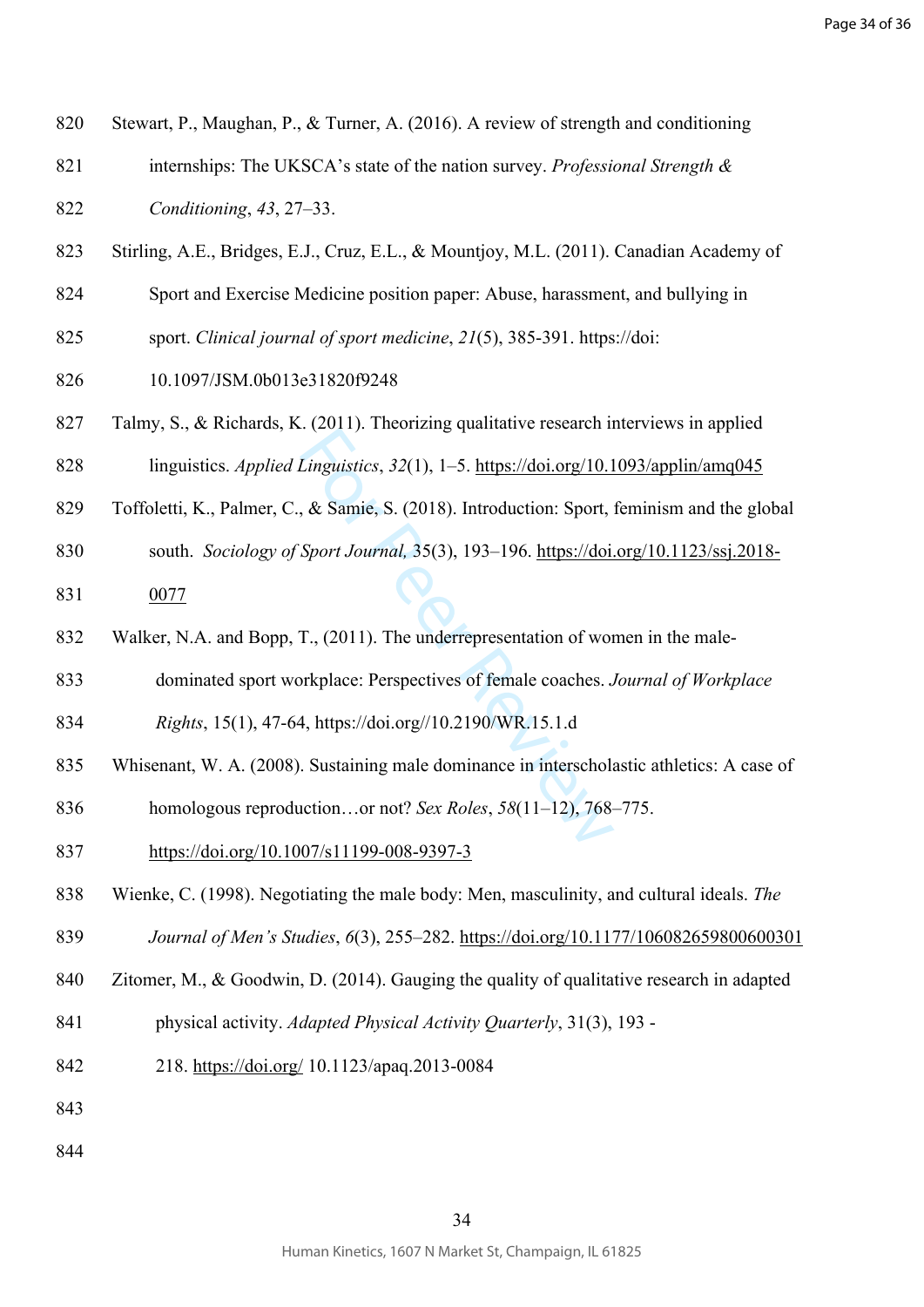Stewart, P., Maughan, P., & Turner, A. (2016). A review of strength and conditioning internships: The UKSCA's state of the nation survey. *Professional Strength & Conditioning*, *43*, 27–33.

Stirling, A.E., Bridges, E.J., Cruz, E.L., & Mountjoy, M.L. (2011). Canadian Academy of Sport and Exercise Medicine position paper: Abuse, harassment, and bullying in sport. *Clinical journal of sport medicine*, *21*(5), 385-391. https://doi: 10.1097/JSM.0b013e31820f9248

Talmy, S., & Richards, K. (2011). Theorizing qualitative research interviews in applied linguistics. *Applied Linguistics*, *32*(1), 1–5. https://doi.org/10.1093/applin/amq045

Toffoletti, K., Palmer, C., & Samie, S. (2018). Introduction: Sport, feminism and the global south. *Sociology of Sport Journal,* 35(3), 193–196. https://doi.org/10.1123/ssj.2018-0077

Walker, N.A. and Bopp, T., (2011). The underrepresentation of women in the male-dominated sport workplace: Perspectives of female coaches. *Journal of Workplace Rights*, 15(1), 47-64, https://doi.org//10.2190/WR.15.1.d

Whisenant, W. A. (2008). Sustaining male dominance in interscholastic athletics: A case of homologous reproduction…or not? *Sex Roles*, *58*(11–12), 768–775. https://doi.org/10.1007/s11199-008-9397-3

Wienke, C. (1998). Negotiating the male body: Men, masculinity, and cultural ideals. *The Journal of Men's Studies*, *6*(3), 255–282. https://doi.org/10.1177/106082659800600301

Zitomer, M., & Goodwin, D. (2014). Gauging the quality of qualitative research in adapted physical activity. *Adapted Physical Activity Quarterly*, 31(3), 193 - 218. https://doi.org/ 10.1123/apaq.2013-0084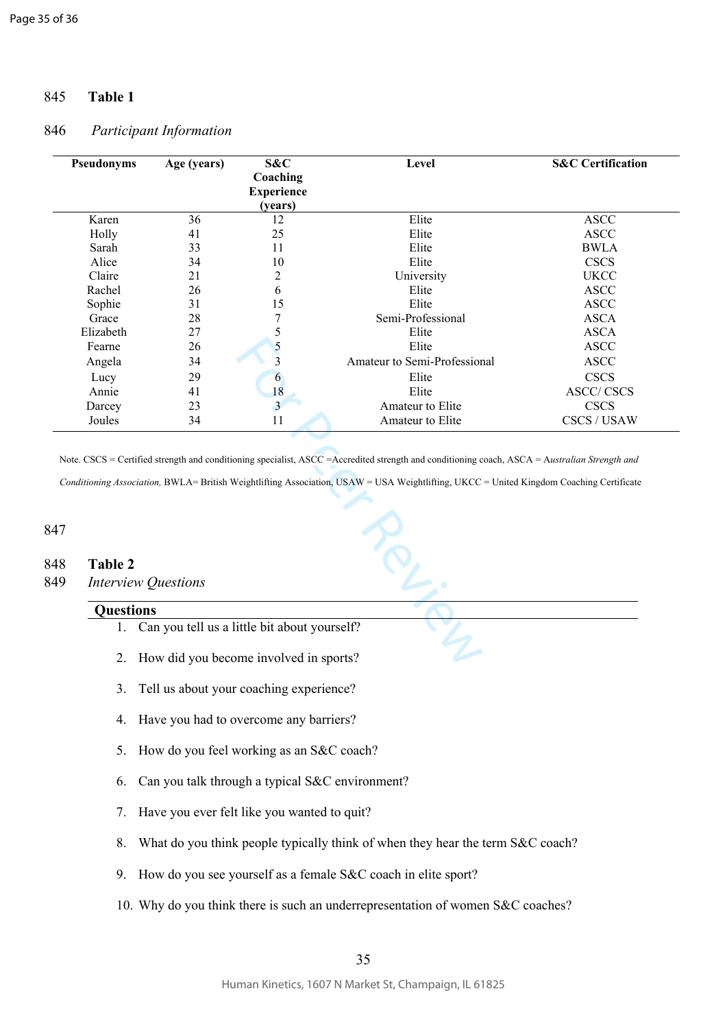**Table 1**

*Participant Information*

| Pseudonyms | Age (years) | S&C Coaching Experience (years) | Level | S&C Certification |
|---|---|---|---|---|
| Karen | 36 | 12 | Elite | ASCC |
| Holly | 41 | 25 | Elite | ASCC |
| Sarah | 33 | 11 | Elite | BWLA |
| Alice | 34 | 10 | Elite | CSCS |
| Claire | 21 | 2 | University | UKCC |
| Rachel | 26 | 6 | Elite | ASCC |
| Sophie | 31 | 15 | Elite | ASCC |
| Grace | 28 | 7 | Semi-Professional | ASCA |
| Elizabeth | 27 | 5 | Elite | ASCA |
| Fearne | 26 | 5 | Elite | ASCC |
| Angela | 34 | 3 | Amateur to Semi-Professional | ASCC |
| Lucy | 29 | 6 | Elite | CSCS |
| Annie | 41 | 18 | Elite | ASCC/ CSCS |
| Darcey | 23 | 3 | Amateur to Elite | CSCS |
| Joules | 34 | 11 | Amateur to Elite | CSCS / USAW |

Note. CSCS = Certified strength and conditioning specialist, ASCC =Accredited strength and conditioning coach, ASCA = *Australian Strength and Conditioning Association,* BWLA= British Weightlifting Association, USAW = USA Weightlifting, UKCC = United Kingdom Coaching Certificate

**Table 2**

*Interview Questions*

**Questions**

1. Can you tell us a little bit about yourself?
2. How did you become involved in sports?
3. Tell us about your coaching experience?
4. Have you had to overcome any barriers?
5. How do you feel working as an S&C coach?
6. Can you talk through a typical S&C environment?
7. Have you ever felt like you wanted to quit?
8. What do you think people typically think of when they hear the term S&C coach?
9. How do you see yourself as a female S&C coach in elite sport?
10. Why do you think there is such an underrepresentation of women S&C coaches?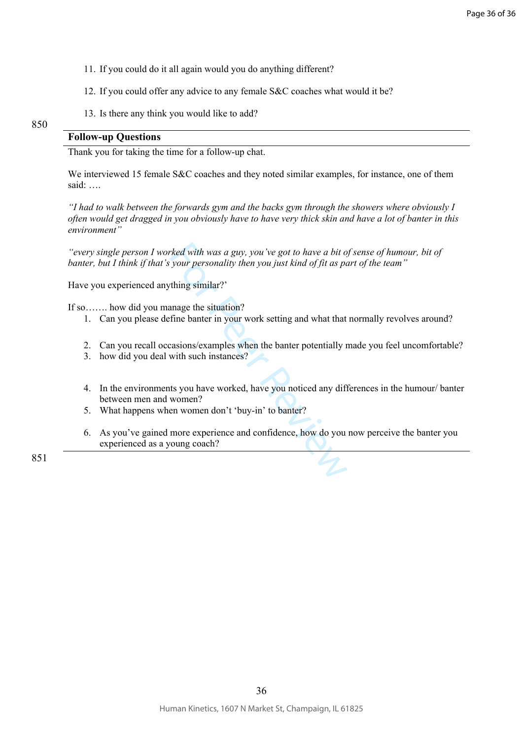11. If you could do it all again would you do anything different?

12. If you could offer any advice to any female S&C coaches what would it be?

13. Is there any think you would like to add?

**Follow-up Questions**

Thank you for taking the time for a follow-up chat.

We interviewed 15 female S&C coaches and they noted similar examples, for instance, one of them said: ….

*"I had to walk between the forwards gym and the backs gym through the showers where obviously I often would get dragged in you obviously have to have very thick skin and have a lot of banter in this environment"*

*"every single person I worked with was a guy, you've got to have a bit of sense of humour, bit of banter, but I think if that's your personality then you just kind of fit as part of the team"*

Have you experienced anything similar?'

If so……. how did you manage the situation?

1. Can you please define banter in your work setting and what that normally revolves around?

2. Can you recall occasions/examples when the banter potentially made you feel uncomfortable?
3. how did you deal with such instances?

4. In the environments you have worked, have you noticed any differences in the humour/ banter between men and women?
5. What happens when women don't 'buy-in' to banter?

6. As you've gained more experience and confidence, how do you now perceive the banter you experienced as a young coach?